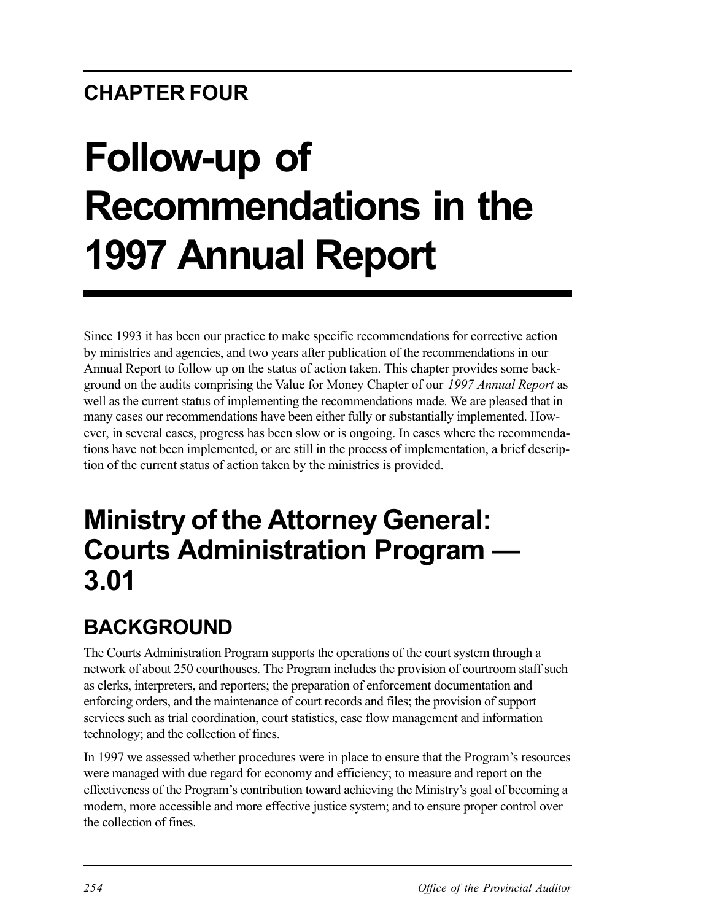## CHAPTER FOUR

# Follow-up of Recommendations in the 1997 Annual Report

Since 1993 it has been our practice to make specific recommendations for corrective action by ministries and agencies, and two years after publication of the recommendations in our Annual Report to follow up on the status of action taken. This chapter provides some background on the audits comprising the Value for Money Chapter of our *1997 Annual Report* as well as the current status of implementing the recommendations made. We are pleased that in many cases our recommendations have been either fully or substantially implemented. However, in several cases, progress has been slow or is ongoing. In cases where the recommendations have not been implemented, or are still in the process of implementation, a brief description of the current status of action taken by the ministries is provided.

# Ministry of the Attorney General: Courts Administration Program — 3.01

## BACKGROUND

The Courts Administration Program supports the operations of the court system through a network of about 250 courthouses. The Program includes the provision of courtroom staff such as clerks, interpreters, and reporters; the preparation of enforcement documentation and enforcing orders, and the maintenance of court records and files; the provision of support services such as trial coordination, court statistics, case flow management and information technology; and the collection of fines.

In 1997 we assessed whether procedures were in place to ensure that the Program's resources were managed with due regard for economy and efficiency; to measure and report on the effectiveness of the Program's contribution toward achieving the Ministry's goal of becoming a modern, more accessible and more effective justice system; and to ensure proper control over the collection of fines.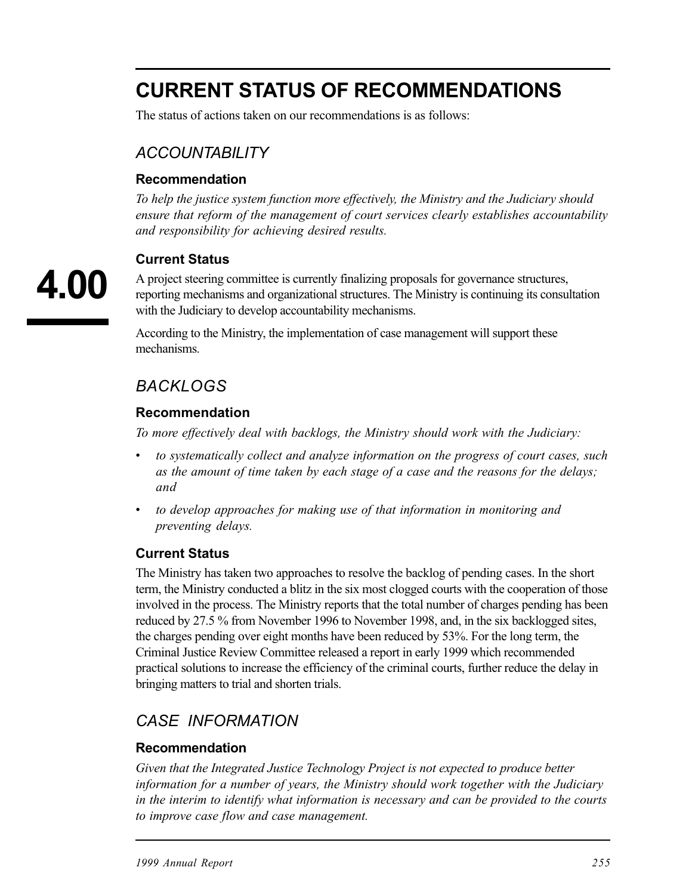# CURRENT STATUS OF RECOMMENDATIONS

The status of actions taken on our recommendations is as follows:

## *ACCOUNTABILITY*

### Recommendation

*To help the justice system function more effectively, the Ministry and the Judiciary should ensure that reform of the management of court services clearly establishes accountability and responsibility for achieving desired results.*

### Current Status

**4.00**

A project steering committee is currently finalizing proposals for governance structures, reporting mechanisms and organizational structures. The Ministry is continuing its consultation with the Judiciary to develop accountability mechanisms.

According to the Ministry, the implementation of case management will support these mechanisms.

## *BACKLOGS*

### Recommendation

*To more effectively deal with backlogs, the Ministry should work with the Judiciary:*

- *to systematically collect and analyze information on the progress of court cases, such as the amount of time taken by each stage of a case and the reasons for the delays; and*
- *to develop approaches for making use of that information in monitoring and preventing delays.*

### Current Status

The Ministry has taken two approaches to resolve the backlog of pending cases. In the short term, the Ministry conducted a blitz in the six most clogged courts with the cooperation of those involved in the process. The Ministry reports that the total number of charges pending has been reduced by 27.5 % from November 1996 to November 1998, and, in the six backlogged sites, the charges pending over eight months have been reduced by 53%. For the long term, the Criminal Justice Review Committee released a report in early 1999 which recommended practical solutions to increase the efficiency of the criminal courts, further reduce the delay in bringing matters to trial and shorten trials.

## *CASE INFORMATION*

### Recommendation

*Given that the Integrated Justice Technology Project is not expected to produce better information for a number of years, the Ministry should work together with the Judiciary in the interim to identify what information is necessary and can be provided to the courts to improve case flow and case management.*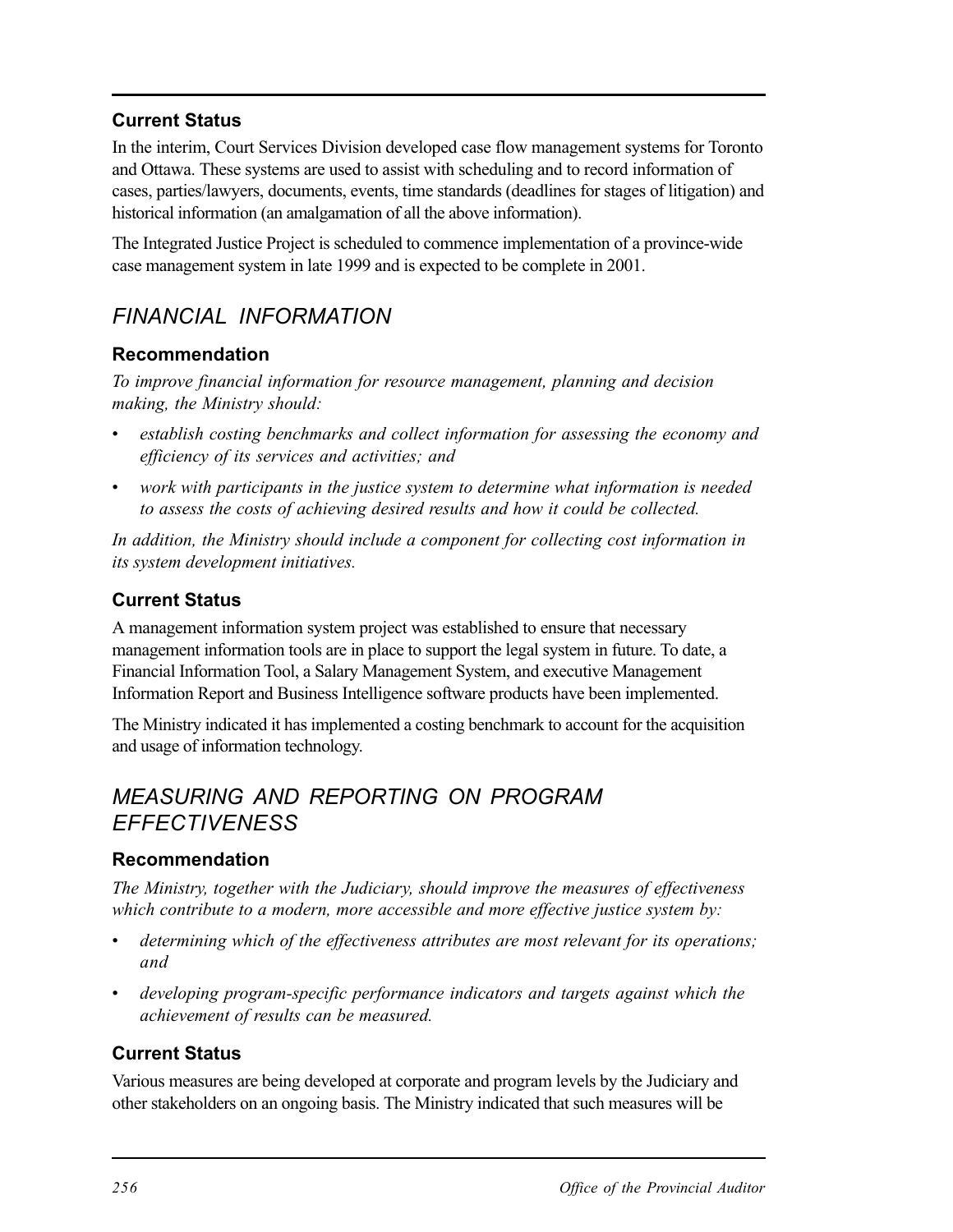### Current Status

In the interim, Court Services Division developed case flow management systems for Toronto and Ottawa. These systems are used to assist with scheduling and to record information of cases, parties/lawyers, documents, events, time standards (deadlines for stages of litigation) and historical information (an amalgamation of all the above information).

The Integrated Justice Project is scheduled to commence implementation of a province-wide case management system in late 1999 and is expected to be complete in 2001.

## *FINANCIAL INFORMATION*

### Recommendation

*To improve financial information for resource management, planning and decision making, the Ministry should:*

- *establish costing benchmarks and collect information for assessing the economy and efficiency of its services and activities; and*
- *work with participants in the justice system to determine what information is needed to assess the costs of achieving desired results and how it could be collected.*

*In addition, the Ministry should include a component for collecting cost information in its system development initiatives.*

### Current Status

A management information system project was established to ensure that necessary management information tools are in place to support the legal system in future. To date, a Financial Information Tool, a Salary Management System, and executive Management Information Report and Business Intelligence software products have been implemented.

The Ministry indicated it has implemented a costing benchmark to account for the acquisition and usage of information technology.

## *MEASURING AND REPORTING ON PROGRAM EFFECTIVENESS*

### Recommendation

*The Ministry, together with the Judiciary, should improve the measures of effectiveness which contribute to a modern, more accessible and more effective justice system by:*

- *determining which of the effectiveness attributes are most relevant for its operations; and*
- *developing program-specific performance indicators and targets against which the achievement of results can be measured.*

### Current Status

Various measures are being developed at corporate and program levels by the Judiciary and other stakeholders on an ongoing basis. The Ministry indicated that such measures will be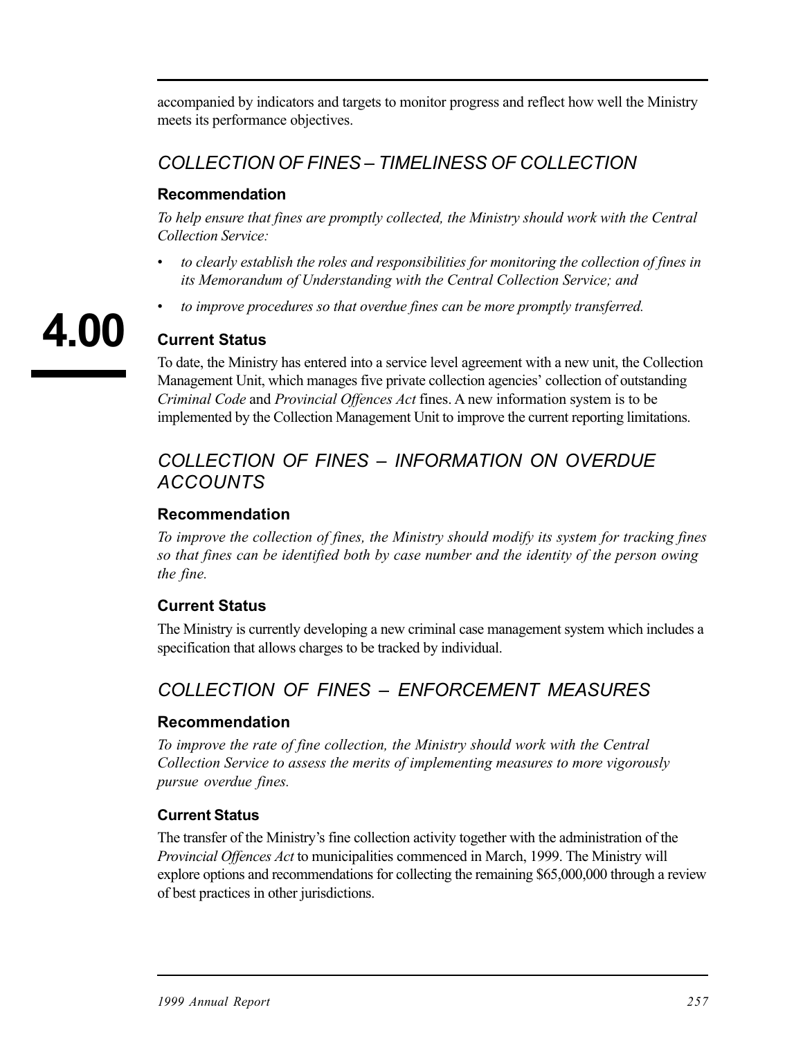accompanied by indicators and targets to monitor progress and reflect how well the Ministry meets its performance objectives.

## *COLLECTION OF FINES – TIMELINESS OF COLLECTION*

### Recommendation

*To help ensure that fines are promptly collected, the Ministry should work with the Central Collection Service:*

- *to clearly establish the roles and responsibilities for monitoring the collection of fines in its Memorandum of Understanding with the Central Collection Service; and*
- *to improve procedures so that overdue fines can be more promptly transferred.*

### Current Status

To date, the Ministry has entered into a service level agreement with a new unit, the Collection Management Unit, which manages five private collection agencies' collection of outstanding *Criminal Code* and *Provincial Offences Act* fines. A new information system is to be implemented by the Collection Management Unit to improve the current reporting limitations.

## *COLLECTION OF FINES – INFORMATION ON OVERDUE ACCOUNTS*

### Recommendation

*To improve the collection of fines, the Ministry should modify its system for tracking fines so that fines can be identified both by case number and the identity of the person owing the fine.*

### Current Status

The Ministry is currently developing a new criminal case management system which includes a specification that allows charges to be tracked by individual.

## *COLLECTION OF FINES – ENFORCEMENT MEASURES*

### Recommendation

*To improve the rate of fine collection, the Ministry should work with the Central Collection Service to assess the merits of implementing measures to more vigorously pursue overdue fines.*

### Current Status

The transfer of the Ministry's fine collection activity together with the administration of the *Provincial Offences Act* to municipalities commenced in March, 1999. The Ministry will explore options and recommendations for collecting the remaining $65,000,000 through a review of best practices in other jurisdictions.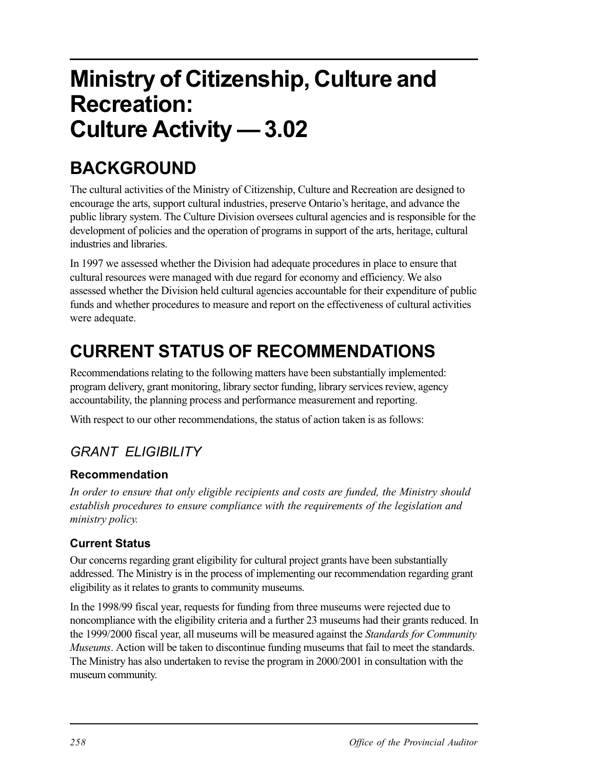# Ministry of Citizenship, Culture and Recreation: Culture Activity — 3.02

## BACKGROUND

The cultural activities of the Ministry of Citizenship, Culture and Recreation are designed to encourage the arts, support cultural industries, preserve Ontario's heritage, and advance the public library system. The Culture Division oversees cultural agencies and is responsible for the development of policies and the operation of programs in support of the arts, heritage, cultural industries and libraries.

In 1997 we assessed whether the Division had adequate procedures in place to ensure that cultural resources were managed with due regard for economy and efficiency. We also assessed whether the Division held cultural agencies accountable for their expenditure of public funds and whether procedures to measure and report on the effectiveness of cultural activities were adequate.

## CURRENT STATUS OF RECOMMENDATIONS

Recommendations relating to the following matters have been substantially implemented: program delivery, grant monitoring, library sector funding, library services review, agency accountability, the planning process and performance measurement and reporting.

With respect to our other recommendations, the status of action taken is as follows:

### *GRANT ELIGIBILITY*

#### Recommendation

*In order to ensure that only eligible recipients and costs are funded, the Ministry should establish procedures to ensure compliance with the requirements of the legislation and ministry policy.*

#### Current Status

Our concerns regarding grant eligibility for cultural project grants have been substantially addressed. The Ministry is in the process of implementing our recommendation regarding grant eligibility as it relates to grants to community museums.

In the 1998/99 fiscal year, requests for funding from three museums were rejected due to noncompliance with the eligibility criteria and a further 23 museums had their grants reduced. In the 1999/2000 fiscal year, all museums will be measured against the *Standards for Community Museums*. Action will be taken to discontinue funding museums that fail to meet the standards. The Ministry has also undertaken to revise the program in 2000/2001 in consultation with the museum community.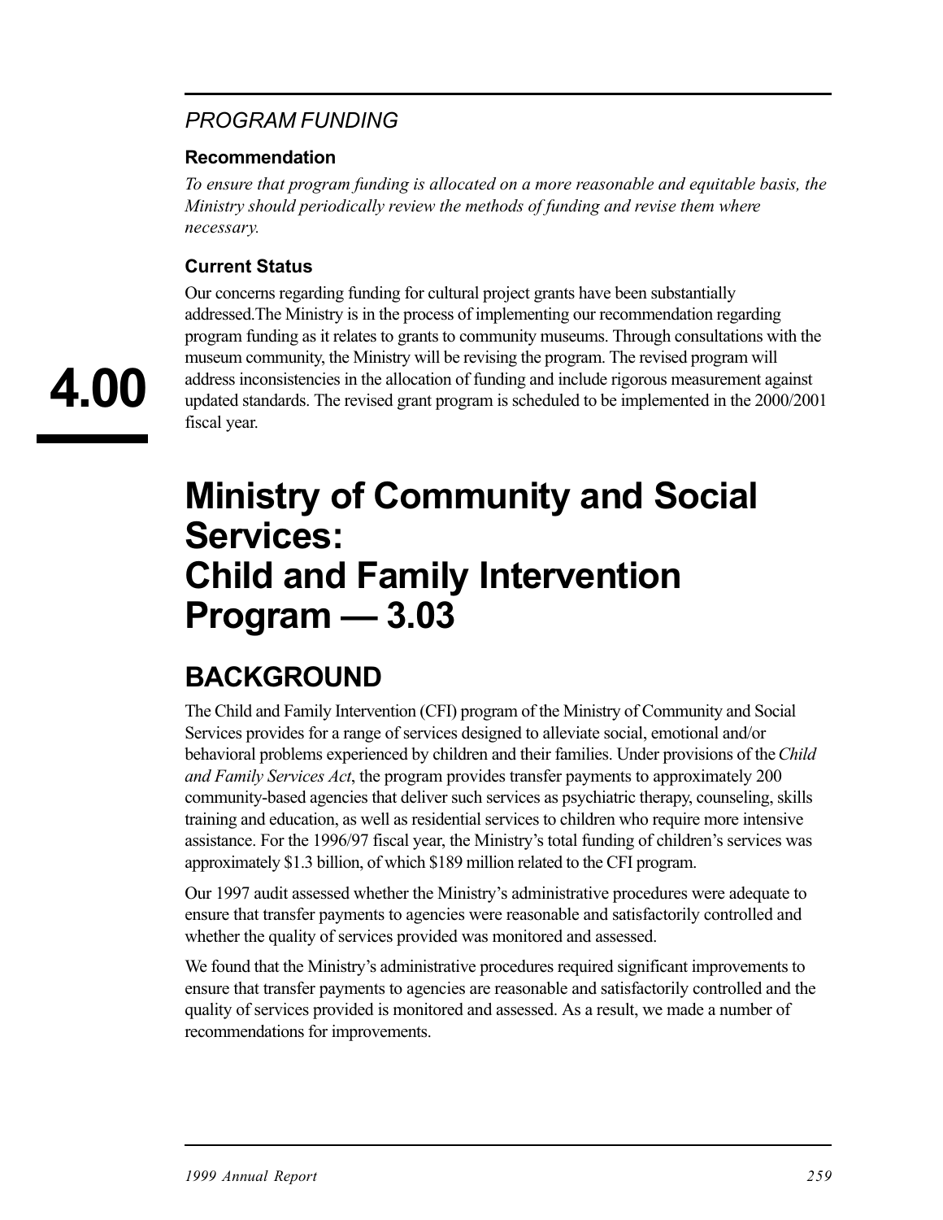## *PROGRAM FUNDING*

### Recommendation

*To ensure that program funding is allocated on a more reasonable and equitable basis, the Ministry should periodically review the methods of funding and revise them where necessary.*

### Current Status

Our concerns regarding funding for cultural project grants have been substantially addressed.The Ministry is in the process of implementing our recommendation regarding program funding as it relates to grants to community museums. Through consultations with the museum community, the Ministry will be revising the program. The revised program will address inconsistencies in the allocation of funding and include rigorous measurement against updated standards. The revised grant program is scheduled to be implemented in the 2000/2001 fiscal year.

# Ministry of Community and Social Services: Child and Family Intervention Program — 3.03

## BACKGROUND

The Child and Family Intervention (CFI) program of the Ministry of Community and Social Services provides for a range of services designed to alleviate social, emotional and/or behavioral problems experienced by children and their families. Under provisions of the *Child and Family Services Act*, the program provides transfer payments to approximately 200 community-based agencies that deliver such services as psychiatric therapy, counseling, skills training and education, as well as residential services to children who require more intensive assistance. For the 1996/97 fiscal year, the Ministry's total funding of children's services was approximately $1.3 billion, of which $189 million related to the CFI program.

Our 1997 audit assessed whether the Ministry's administrative procedures were adequate to ensure that transfer payments to agencies were reasonable and satisfactorily controlled and whether the quality of services provided was monitored and assessed.

We found that the Ministry's administrative procedures required significant improvements to ensure that transfer payments to agencies are reasonable and satisfactorily controlled and the quality of services provided is monitored and assessed. As a result, we made a number of recommendations for improvements.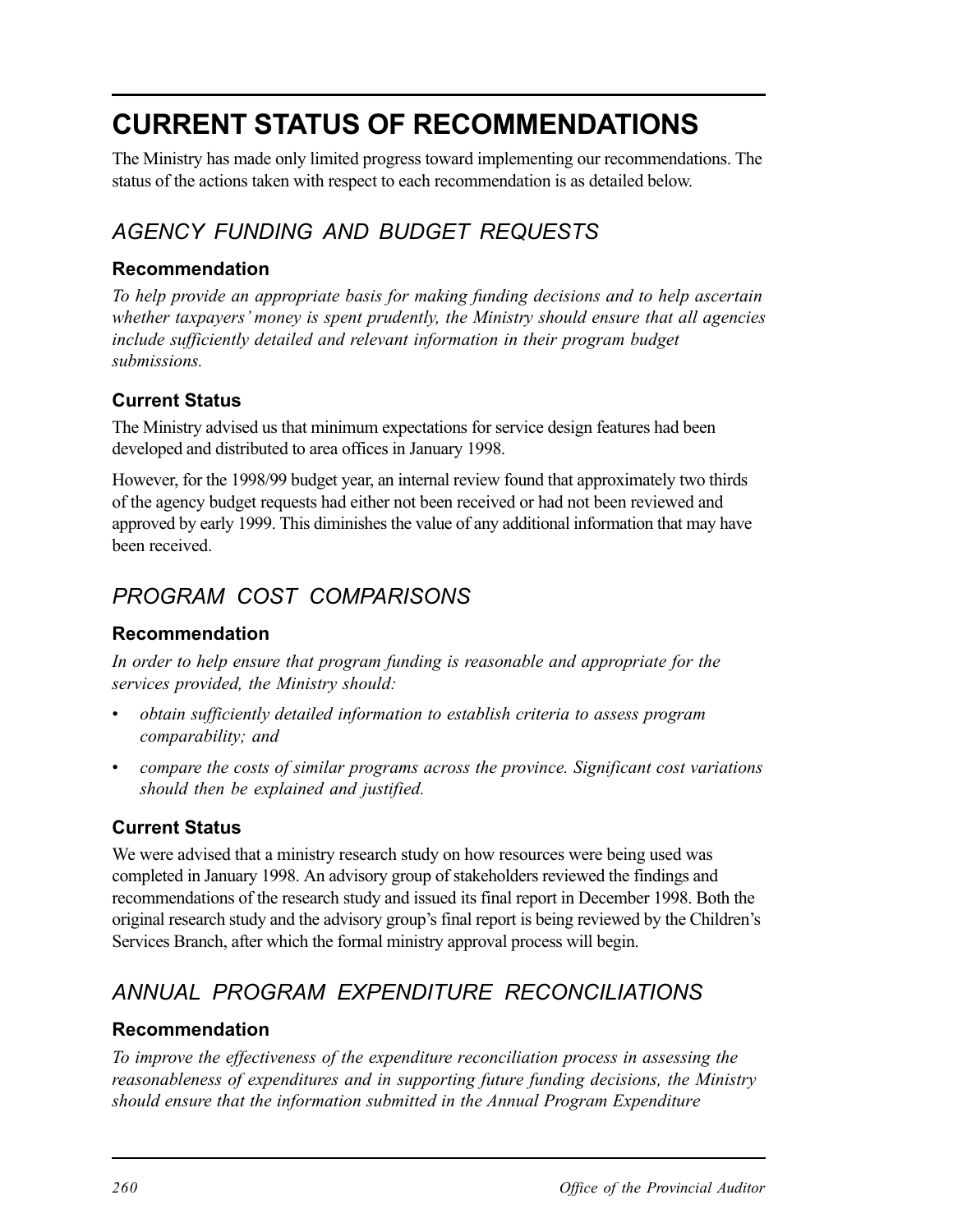# CURRENT STATUS OF RECOMMENDATIONS

The Ministry has made only limited progress toward implementing our recommendations. The status of the actions taken with respect to each recommendation is as detailed below.

## *AGENCY FUNDING AND BUDGET REQUESTS*

### Recommendation

*To help provide an appropriate basis for making funding decisions and to help ascertain whether taxpayers' money is spent prudently, the Ministry should ensure that all agencies include sufficiently detailed and relevant information in their program budget submissions.*

### Current Status

The Ministry advised us that minimum expectations for service design features had been developed and distributed to area offices in January 1998.

However, for the 1998/99 budget year, an internal review found that approximately two thirds of the agency budget requests had either not been received or had not been reviewed and approved by early 1999. This diminishes the value of any additional information that may have been received.

## *PROGRAM COST COMPARISONS*

### Recommendation

*In order to help ensure that program funding is reasonable and appropriate for the services provided, the Ministry should:*

- *obtain sufficiently detailed information to establish criteria to assess program comparability; and*
- *compare the costs of similar programs across the province. Significant cost variations should then be explained and justified.*

### Current Status

We were advised that a ministry research study on how resources were being used was completed in January 1998. An advisory group of stakeholders reviewed the findings and recommendations of the research study and issued its final report in December 1998. Both the original research study and the advisory group's final report is being reviewed by the Children's Services Branch, after which the formal ministry approval process will begin.

## *ANNUAL PROGRAM EXPENDITURE RECONCILIATIONS*

### Recommendation

*To improve the effectiveness of the expenditure reconciliation process in assessing the reasonableness of expenditures and in supporting future funding decisions, the Ministry should ensure that the information submitted in the Annual Program Expenditure*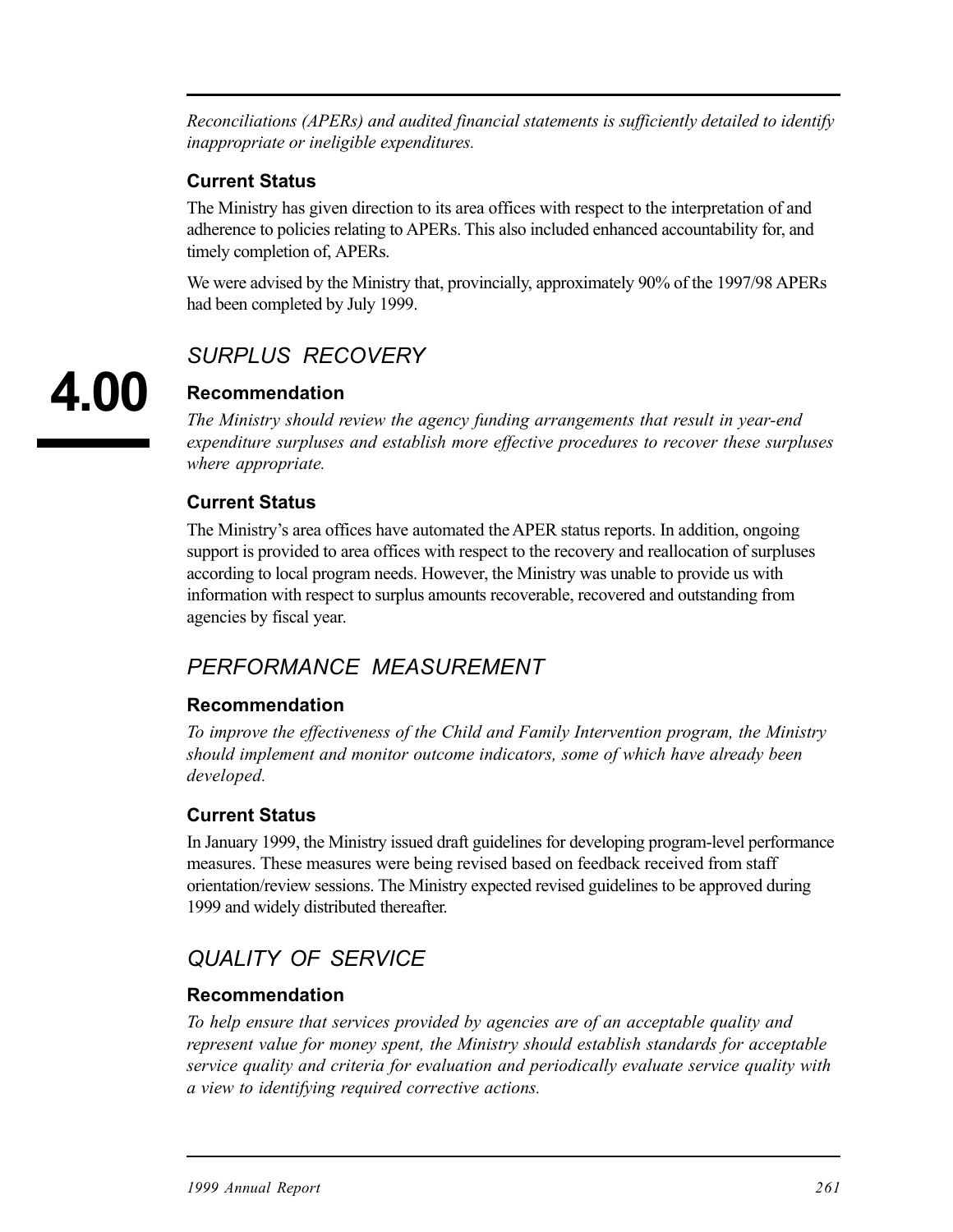*Reconciliations (APERs) and audited financial statements is sufficiently detailed to identify inappropriate or ineligible expenditures.*

### Current Status

The Ministry has given direction to its area offices with respect to the interpretation of and adherence to policies relating to APERs. This also included enhanced accountability for, and timely completion of, APERs.

We were advised by the Ministry that, provincially, approximately 90% of the 1997/98 APERs had been completed by July 1999.

## *SURPLUS RECOVERY*

### Recommendation

*The Ministry should review the agency funding arrangements that result in year-end expenditure surpluses and establish more effective procedures to recover these surpluses where appropriate.*

### Current Status

The Ministry's area offices have automated the APER status reports. In addition, ongoing support is provided to area offices with respect to the recovery and reallocation of surpluses according to local program needs. However, the Ministry was unable to provide us with information with respect to surplus amounts recoverable, recovered and outstanding from agencies by fiscal year.

## *PERFORMANCE MEASUREMENT*

### Recommendation

*To improve the effectiveness of the Child and Family Intervention program, the Ministry should implement and monitor outcome indicators, some of which have already been developed.*

### Current Status

In January 1999, the Ministry issued draft guidelines for developing program-level performance measures. These measures were being revised based on feedback received from staff orientation/review sessions. The Ministry expected revised guidelines to be approved during 1999 and widely distributed thereafter.

## *QUALITY OF SERVICE*

### Recommendation

*To help ensure that services provided by agencies are of an acceptable quality and represent value for money spent, the Ministry should establish standards for acceptable service quality and criteria for evaluation and periodically evaluate service quality with a view to identifying required corrective actions.*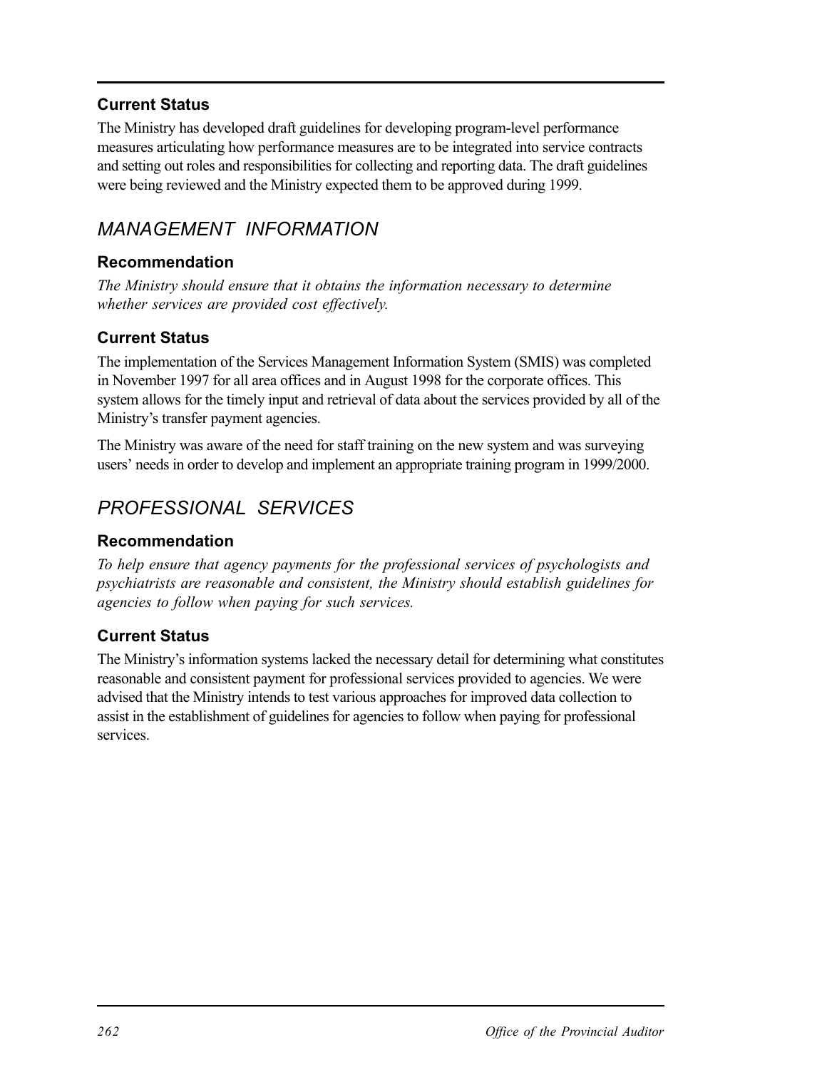### Current Status

The Ministry has developed draft guidelines for developing program-level performance measures articulating how performance measures are to be integrated into service contracts and setting out roles and responsibilities for collecting and reporting data. The draft guidelines were being reviewed and the Ministry expected them to be approved during 1999.

## *MANAGEMENT INFORMATION*

### Recommendation

*The Ministry should ensure that it obtains the information necessary to determine whether services are provided cost effectively.*

### Current Status

The implementation of the Services Management Information System (SMIS) was completed in November 1997 for all area offices and in August 1998 for the corporate offices. This system allows for the timely input and retrieval of data about the services provided by all of the Ministry's transfer payment agencies.

The Ministry was aware of the need for staff training on the new system and was surveying users' needs in order to develop and implement an appropriate training program in 1999/2000.

## *PROFESSIONAL SERVICES*

### Recommendation

*To help ensure that agency payments for the professional services of psychologists and psychiatrists are reasonable and consistent, the Ministry should establish guidelines for agencies to follow when paying for such services.*

### Current Status

The Ministry's information systems lacked the necessary detail for determining what constitutes reasonable and consistent payment for professional services provided to agencies. We were advised that the Ministry intends to test various approaches for improved data collection to assist in the establishment of guidelines for agencies to follow when paying for professional services.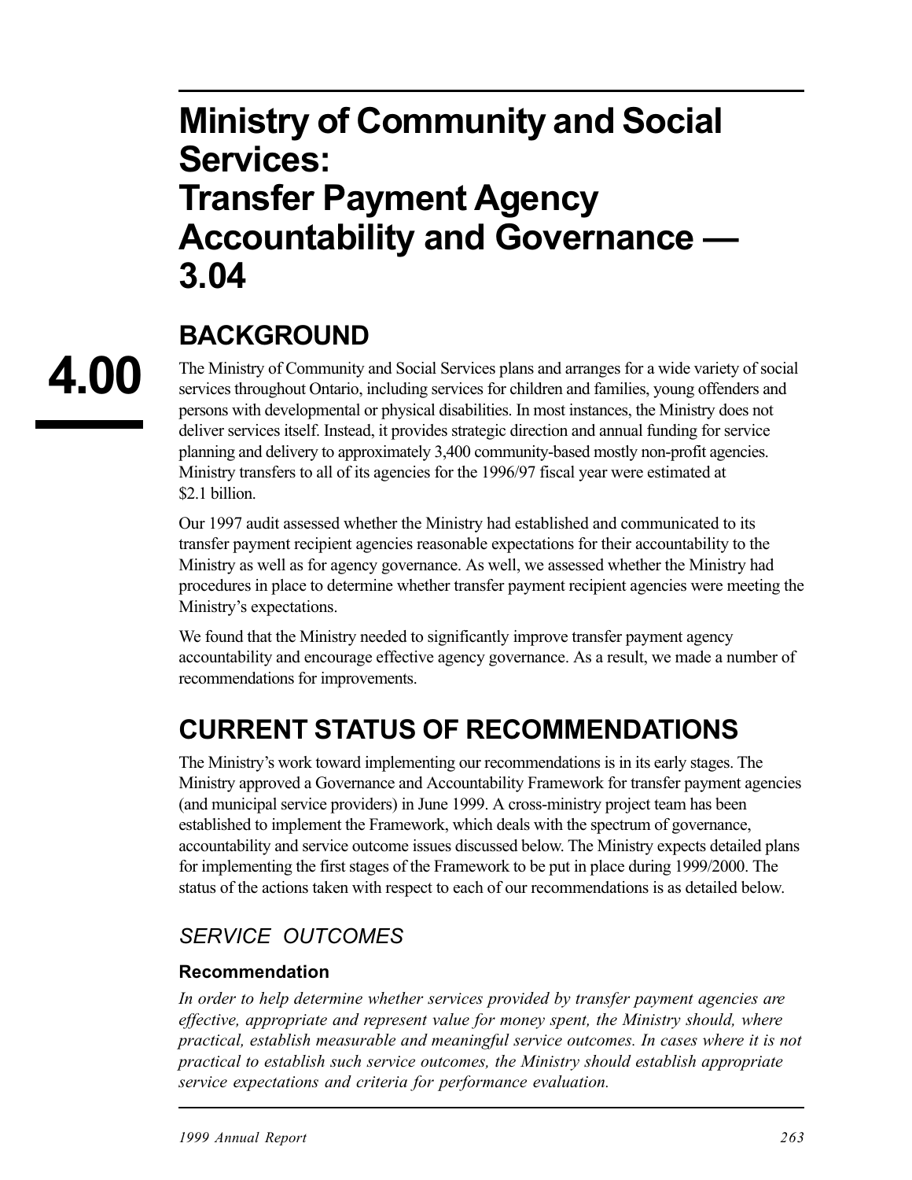# Ministry of Community and Social Services: Transfer Payment Agency Accountability and Governance — 3.04

**4.00**

## BACKGROUND

The Ministry of Community and Social Services plans and arranges for a wide variety of social services throughout Ontario, including services for children and families, young offenders and persons with developmental or physical disabilities. In most instances, the Ministry does not deliver services itself. Instead, it provides strategic direction and annual funding for service planning and delivery to approximately 3,400 community-based mostly non-profit agencies. Ministry transfers to all of its agencies for the 1996/97 fiscal year were estimated at $2.1 billion.

Our 1997 audit assessed whether the Ministry had established and communicated to its transfer payment recipient agencies reasonable expectations for their accountability to the Ministry as well as for agency governance. As well, we assessed whether the Ministry had procedures in place to determine whether transfer payment recipient agencies were meeting the Ministry's expectations.

We found that the Ministry needed to significantly improve transfer payment agency accountability and encourage effective agency governance. As a result, we made a number of recommendations for improvements.

## CURRENT STATUS OF RECOMMENDATIONS

The Ministry's work toward implementing our recommendations is in its early stages. The Ministry approved a Governance and Accountability Framework for transfer payment agencies (and municipal service providers) in June 1999. A cross-ministry project team has been established to implement the Framework, which deals with the spectrum of governance, accountability and service outcome issues discussed below. The Ministry expects detailed plans for implementing the first stages of the Framework to be put in place during 1999/2000. The status of the actions taken with respect to each of our recommendations is as detailed below.

### *SERVICE OUTCOMES*

#### Recommendation

*In order to help determine whether services provided by transfer payment agencies are effective, appropriate and represent value for money spent, the Ministry should, where practical, establish measurable and meaningful service outcomes. In cases where it is not practical to establish such service outcomes, the Ministry should establish appropriate service expectations and criteria for performance evaluation.*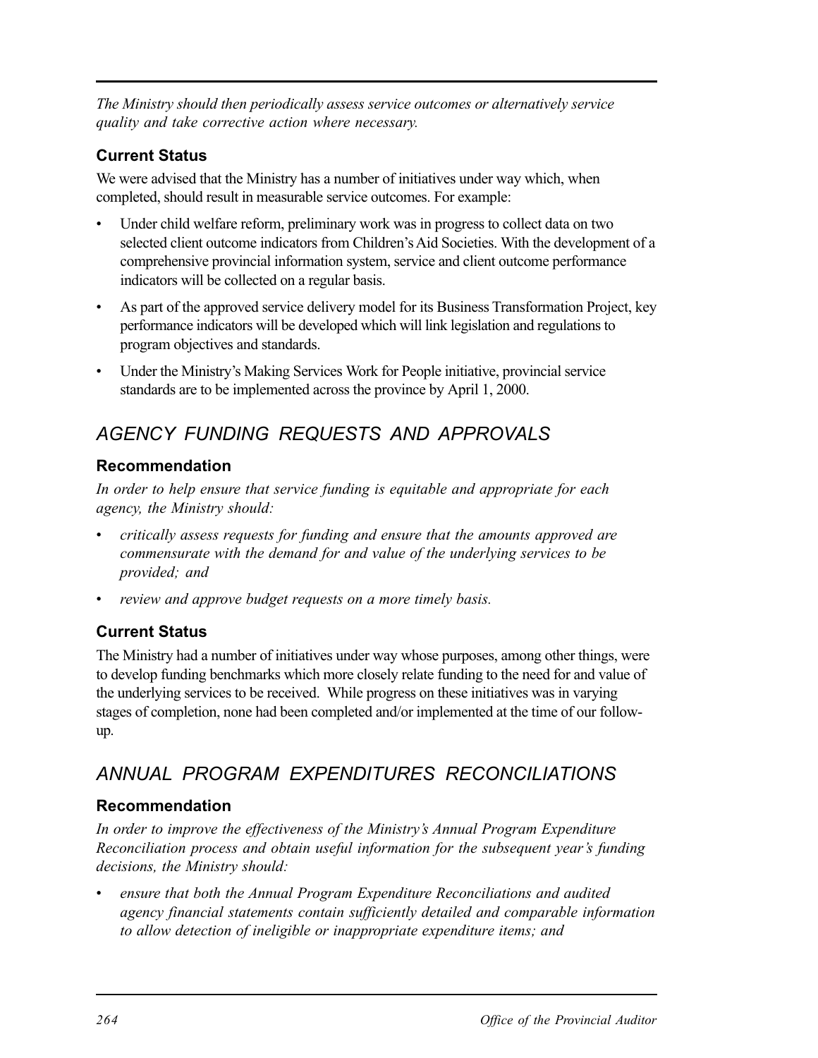*The Ministry should then periodically assess service outcomes or alternatively service quality and take corrective action where necessary.*

### Current Status

We were advised that the Ministry has a number of initiatives under way which, when completed, should result in measurable service outcomes. For example:

- Under child welfare reform, preliminary work was in progress to collect data on two selected client outcome indicators from Children's Aid Societies. With the development of a comprehensive provincial information system, service and client outcome performance indicators will be collected on a regular basis.
- As part of the approved service delivery model for its Business Transformation Project, key performance indicators will be developed which will link legislation and regulations to program objectives and standards.
- Under the Ministry's Making Services Work for People initiative, provincial service standards are to be implemented across the province by April 1, 2000.

## *AGENCY FUNDING REQUESTS AND APPROVALS*

### Recommendation

*In order to help ensure that service funding is equitable and appropriate for each agency, the Ministry should:*

- *critically assess requests for funding and ensure that the amounts approved are commensurate with the demand for and value of the underlying services to be provided; and*
- *review and approve budget requests on a more timely basis.*

### Current Status

The Ministry had a number of initiatives under way whose purposes, among other things, were to develop funding benchmarks which more closely relate funding to the need for and value of the underlying services to be received. While progress on these initiatives was in varying stages of completion, none had been completed and/or implemented at the time of our follow-up.

## *ANNUAL PROGRAM EXPENDITURES RECONCILIATIONS*

### Recommendation

*In order to improve the effectiveness of the Ministry's Annual Program Expenditure Reconciliation process and obtain useful information for the subsequent year's funding decisions, the Ministry should:*

- *ensure that both the Annual Program Expenditure Reconciliations and audited agency financial statements contain sufficiently detailed and comparable information to allow detection of ineligible or inappropriate expenditure items; and*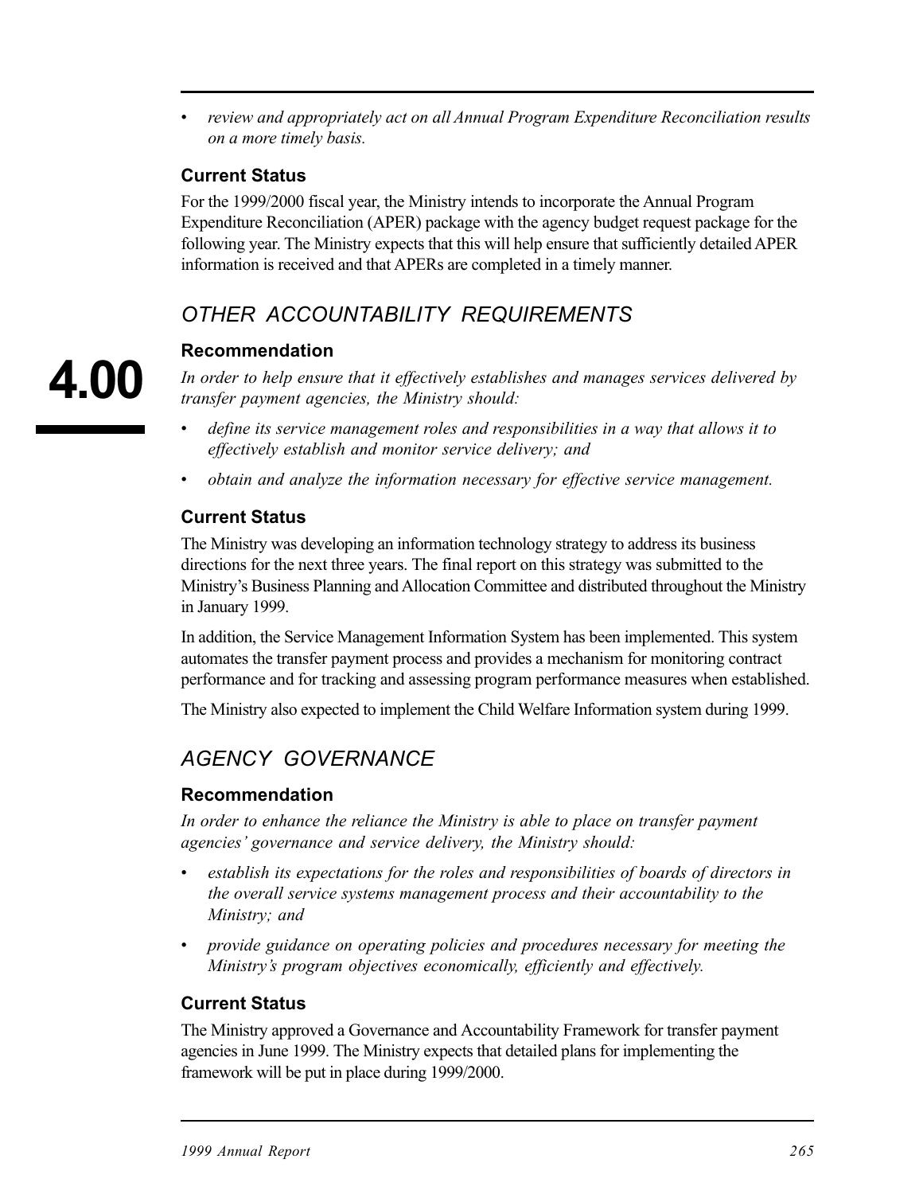- *review and appropriately act on all Annual Program Expenditure Reconciliation results on a more timely basis.*

### Current Status

For the 1999/2000 fiscal year, the Ministry intends to incorporate the Annual Program Expenditure Reconciliation (APER) package with the agency budget request package for the following year. The Ministry expects that this will help ensure that sufficiently detailed APER information is received and that APERs are completed in a timely manner.

## *OTHER ACCOUNTABILITY REQUIREMENTS*

### Recommendation

*In order to help ensure that it effectively establishes and manages services delivered by transfer payment agencies, the Ministry should:*

- *define its service management roles and responsibilities in a way that allows it to effectively establish and monitor service delivery; and*
- *obtain and analyze the information necessary for effective service management.*

### Current Status

The Ministry was developing an information technology strategy to address its business directions for the next three years. The final report on this strategy was submitted to the Ministry's Business Planning and Allocation Committee and distributed throughout the Ministry in January 1999.

In addition, the Service Management Information System has been implemented. This system automates the transfer payment process and provides a mechanism for monitoring contract performance and for tracking and assessing program performance measures when established.

The Ministry also expected to implement the Child Welfare Information system during 1999.

## *AGENCY GOVERNANCE*

### Recommendation

*In order to enhance the reliance the Ministry is able to place on transfer payment agencies' governance and service delivery, the Ministry should:*

- *establish its expectations for the roles and responsibilities of boards of directors in the overall service systems management process and their accountability to the Ministry; and*
- *provide guidance on operating policies and procedures necessary for meeting the Ministry's program objectives economically, efficiently and effectively.*

### Current Status

The Ministry approved a Governance and Accountability Framework for transfer payment agencies in June 1999. The Ministry expects that detailed plans for implementing the framework will be put in place during 1999/2000.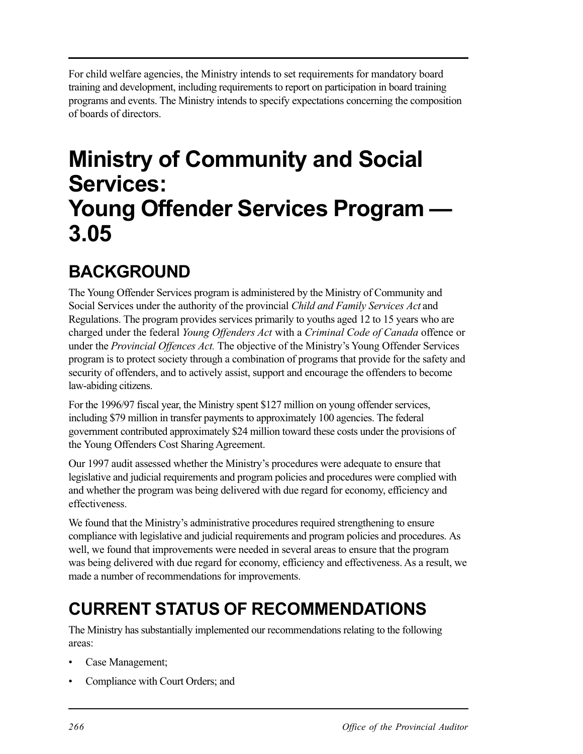For child welfare agencies, the Ministry intends to set requirements for mandatory board training and development, including requirements to report on participation in board training programs and events. The Ministry intends to specify expectations concerning the composition of boards of directors.

# Ministry of Community and Social Services: Young Offender Services Program — 3.05

## BACKGROUND

The Young Offender Services program is administered by the Ministry of Community and Social Services under the authority of the provincial *Child and Family Services Act* and Regulations. The program provides services primarily to youths aged 12 to 15 years who are charged under the federal *Young Offenders Act* with a *Criminal Code of Canada* offence or under the *Provincial Offences Act.* The objective of the Ministry's Young Offender Services program is to protect society through a combination of programs that provide for the safety and security of offenders, and to actively assist, support and encourage the offenders to become law-abiding citizens.

For the 1996/97 fiscal year, the Ministry spent $127 million on young offender services, including $79 million in transfer payments to approximately 100 agencies. The federal government contributed approximately $24 million toward these costs under the provisions of the Young Offenders Cost Sharing Agreement.

Our 1997 audit assessed whether the Ministry's procedures were adequate to ensure that legislative and judicial requirements and program policies and procedures were complied with and whether the program was being delivered with due regard for economy, efficiency and effectiveness.

We found that the Ministry's administrative procedures required strengthening to ensure compliance with legislative and judicial requirements and program policies and procedures. As well, we found that improvements were needed in several areas to ensure that the program was being delivered with due regard for economy, efficiency and effectiveness. As a result, we made a number of recommendations for improvements.

## CURRENT STATUS OF RECOMMENDATIONS

The Ministry has substantially implemented our recommendations relating to the following areas:

- Case Management;
- Compliance with Court Orders; and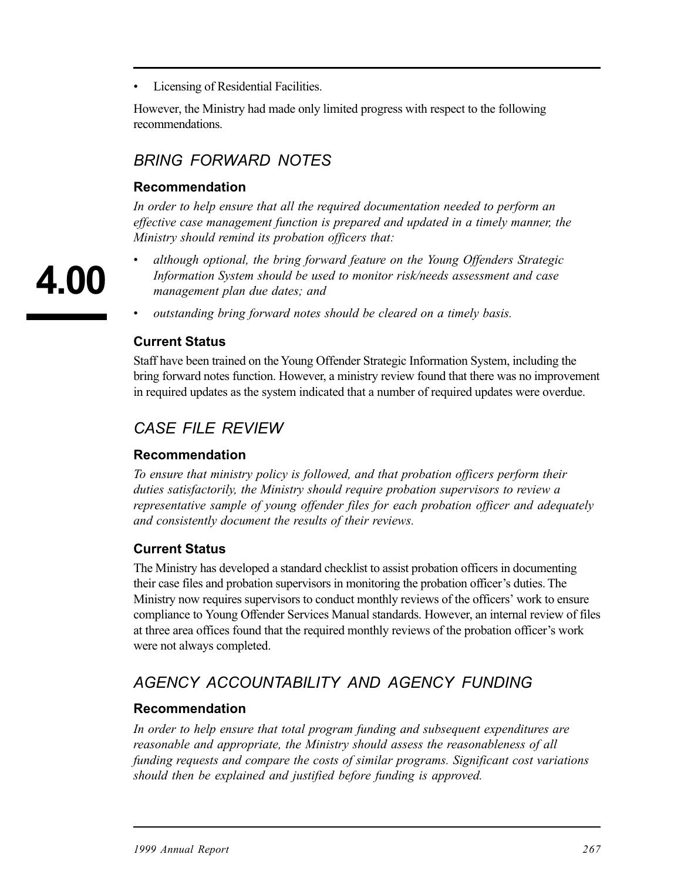- Licensing of Residential Facilities.

However, the Ministry had made only limited progress with respect to the following recommendations.

## *BRING FORWARD NOTES*

### Recommendation

*In order to help ensure that all the required documentation needed to perform an effective case management function is prepared and updated in a timely manner, the Ministry should remind its probation officers that:*

- *although optional, the bring forward feature on the Young Offenders Strategic Information System should be used to monitor risk/needs assessment and case management plan due dates; and*
- *outstanding bring forward notes should be cleared on a timely basis.*

### Current Status

Staff have been trained on the Young Offender Strategic Information System, including the bring forward notes function. However, a ministry review found that there was no improvement in required updates as the system indicated that a number of required updates were overdue.

## *CASE FILE REVIEW*

### Recommendation

*To ensure that ministry policy is followed, and that probation officers perform their duties satisfactorily, the Ministry should require probation supervisors to review a representative sample of young offender files for each probation officer and adequately and consistently document the results of their reviews.*

### Current Status

The Ministry has developed a standard checklist to assist probation officers in documenting their case files and probation supervisors in monitoring the probation officer's duties. The Ministry now requires supervisors to conduct monthly reviews of the officers' work to ensure compliance to Young Offender Services Manual standards. However, an internal review of files at three area offices found that the required monthly reviews of the probation officer's work were not always completed.

## *AGENCY ACCOUNTABILITY AND AGENCY FUNDING*

### Recommendation

*In order to help ensure that total program funding and subsequent expenditures are reasonable and appropriate, the Ministry should assess the reasonableness of all funding requests and compare the costs of similar programs. Significant cost variations should then be explained and justified before funding is approved.*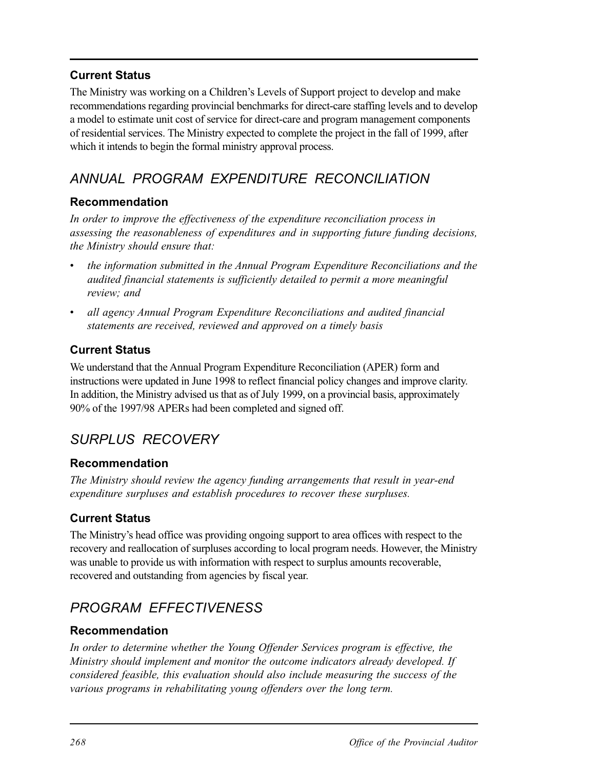#### Current Status

The Ministry was working on a Children's Levels of Support project to develop and make recommendations regarding provincial benchmarks for direct-care staffing levels and to develop a model to estimate unit cost of service for direct-care and program management components of residential services. The Ministry expected to complete the project in the fall of 1999, after which it intends to begin the formal ministry approval process.

### *ANNUAL PROGRAM EXPENDITURE RECONCILIATION*

#### Recommendation

*In order to improve the effectiveness of the expenditure reconciliation process in assessing the reasonableness of expenditures and in supporting future funding decisions, the Ministry should ensure that:*

- *the information submitted in the Annual Program Expenditure Reconciliations and the audited financial statements is sufficiently detailed to permit a more meaningful review; and*
- *all agency Annual Program Expenditure Reconciliations and audited financial statements are received, reviewed and approved on a timely basis*

#### Current Status

We understand that the Annual Program Expenditure Reconciliation (APER) form and instructions were updated in June 1998 to reflect financial policy changes and improve clarity. In addition, the Ministry advised us that as of July 1999, on a provincial basis, approximately 90% of the 1997/98 APERs had been completed and signed off.

### *SURPLUS RECOVERY*

#### Recommendation

*The Ministry should review the agency funding arrangements that result in year-end expenditure surpluses and establish procedures to recover these surpluses.*

#### Current Status

The Ministry's head office was providing ongoing support to area offices with respect to the recovery and reallocation of surpluses according to local program needs. However, the Ministry was unable to provide us with information with respect to surplus amounts recoverable, recovered and outstanding from agencies by fiscal year.

### *PROGRAM EFFECTIVENESS*

#### Recommendation

*In order to determine whether the Young Offender Services program is effective, the Ministry should implement and monitor the outcome indicators already developed. If considered feasible, this evaluation should also include measuring the success of the various programs in rehabilitating young offenders over the long term.*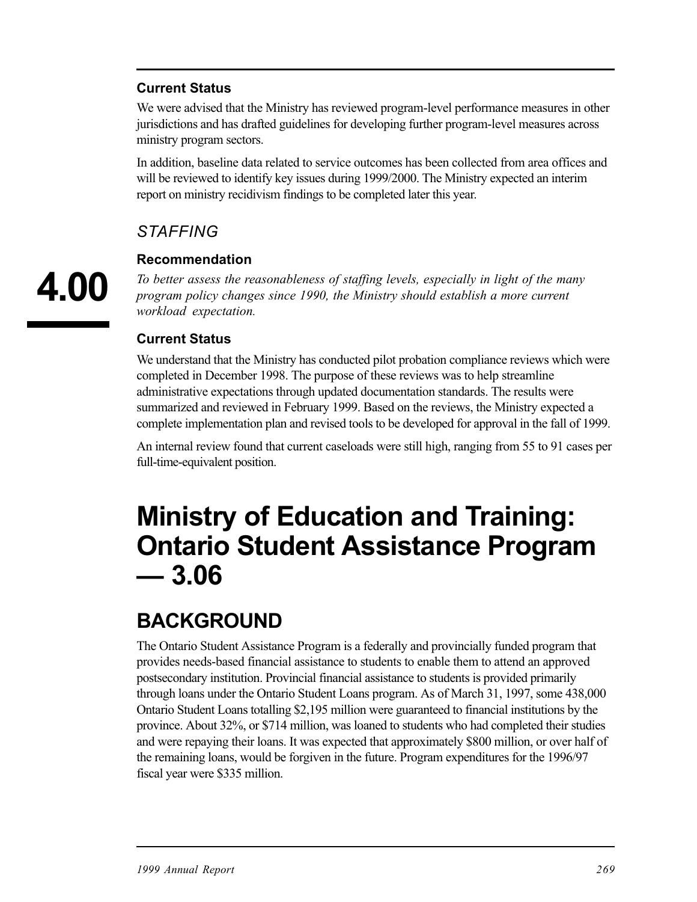**Current Status**

We were advised that the Ministry has reviewed program-level performance measures in other jurisdictions and has drafted guidelines for developing further program-level measures across ministry program sectors.

In addition, baseline data related to service outcomes has been collected from area offices and will be reviewed to identify key issues during 1999/2000. The Ministry expected an interim report on ministry recidivism findings to be completed later this year.

### *STAFFING*

**Recommendation**

*To better assess the reasonableness of staffing levels, especially in light of the many program policy changes since 1990, the Ministry should establish a more current workload expectation.*

**Current Status**

We understand that the Ministry has conducted pilot probation compliance reviews which were completed in December 1998. The purpose of these reviews was to help streamline administrative expectations through updated documentation standards. The results were summarized and reviewed in February 1999. Based on the reviews, the Ministry expected a complete implementation plan and revised tools to be developed for approval in the fall of 1999.

An internal review found that current caseloads were still high, ranging from 55 to 91 cases per full-time-equivalent position.

# Ministry of Education and Training: Ontario Student Assistance Program — 3.06

## BACKGROUND

The Ontario Student Assistance Program is a federally and provincially funded program that provides needs-based financial assistance to students to enable them to attend an approved postsecondary institution. Provincial financial assistance to students is provided primarily through loans under the Ontario Student Loans program. As of March 31, 1997, some 438,000 Ontario Student Loans totalling $2,195 million were guaranteed to financial institutions by the province. About 32%, or $714 million, was loaned to students who had completed their studies and were repaying their loans. It was expected that approximately $800 million, or over half of the remaining loans, would be forgiven in the future. Program expenditures for the 1996/97 fiscal year were $335 million.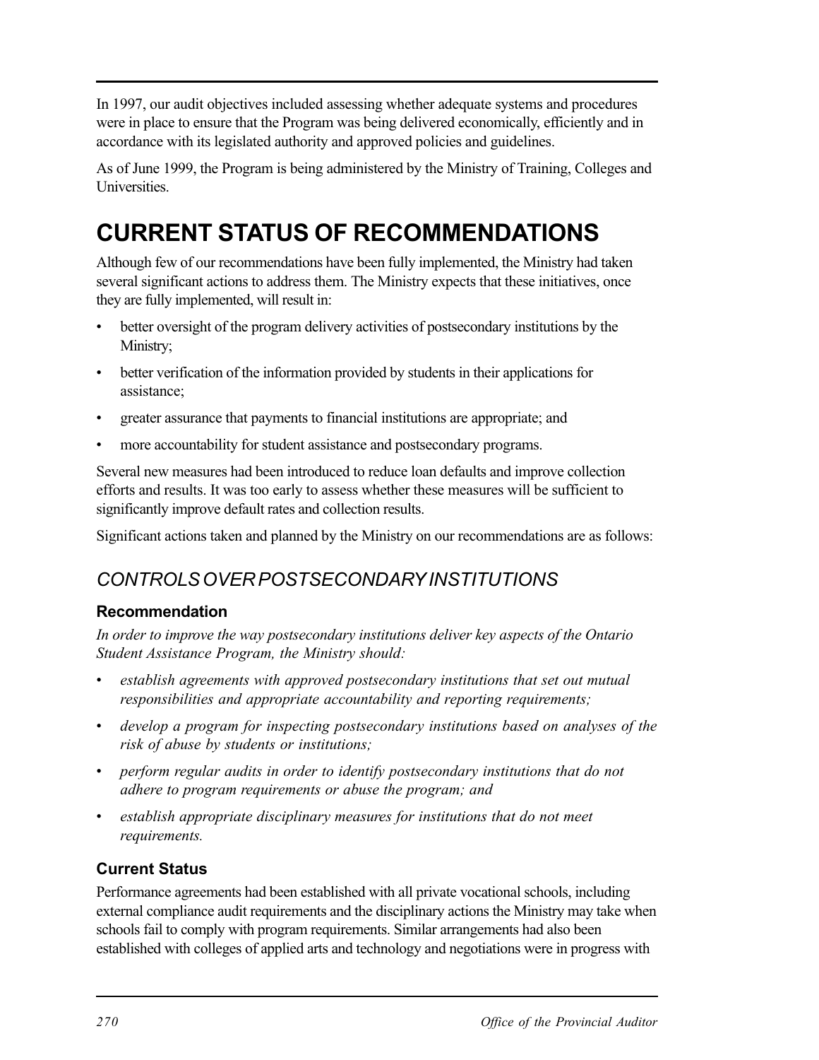In 1997, our audit objectives included assessing whether adequate systems and procedures were in place to ensure that the Program was being delivered economically, efficiently and in accordance with its legislated authority and approved policies and guidelines.

As of June 1999, the Program is being administered by the Ministry of Training, Colleges and Universities.

# CURRENT STATUS OF RECOMMENDATIONS

Although few of our recommendations have been fully implemented, the Ministry had taken several significant actions to address them. The Ministry expects that these initiatives, once they are fully implemented, will result in:

- better oversight of the program delivery activities of postsecondary institutions by the Ministry;
- better verification of the information provided by students in their applications for assistance;
- greater assurance that payments to financial institutions are appropriate; and
- more accountability for student assistance and postsecondary programs.

Several new measures had been introduced to reduce loan defaults and improve collection efforts and results. It was too early to assess whether these measures will be sufficient to significantly improve default rates and collection results.

Significant actions taken and planned by the Ministry on our recommendations are as follows:

## *CONTROLS OVER POSTSECONDARY INSTITUTIONS*

### Recommendation

*In order to improve the way postsecondary institutions deliver key aspects of the Ontario Student Assistance Program, the Ministry should:*

- *establish agreements with approved postsecondary institutions that set out mutual responsibilities and appropriate accountability and reporting requirements;*
- *develop a program for inspecting postsecondary institutions based on analyses of the risk of abuse by students or institutions;*
- *perform regular audits in order to identify postsecondary institutions that do not adhere to program requirements or abuse the program; and*
- *establish appropriate disciplinary measures for institutions that do not meet requirements.*

### Current Status

Performance agreements had been established with all private vocational schools, including external compliance audit requirements and the disciplinary actions the Ministry may take when schools fail to comply with program requirements. Similar arrangements had also been established with colleges of applied arts and technology and negotiations were in progress with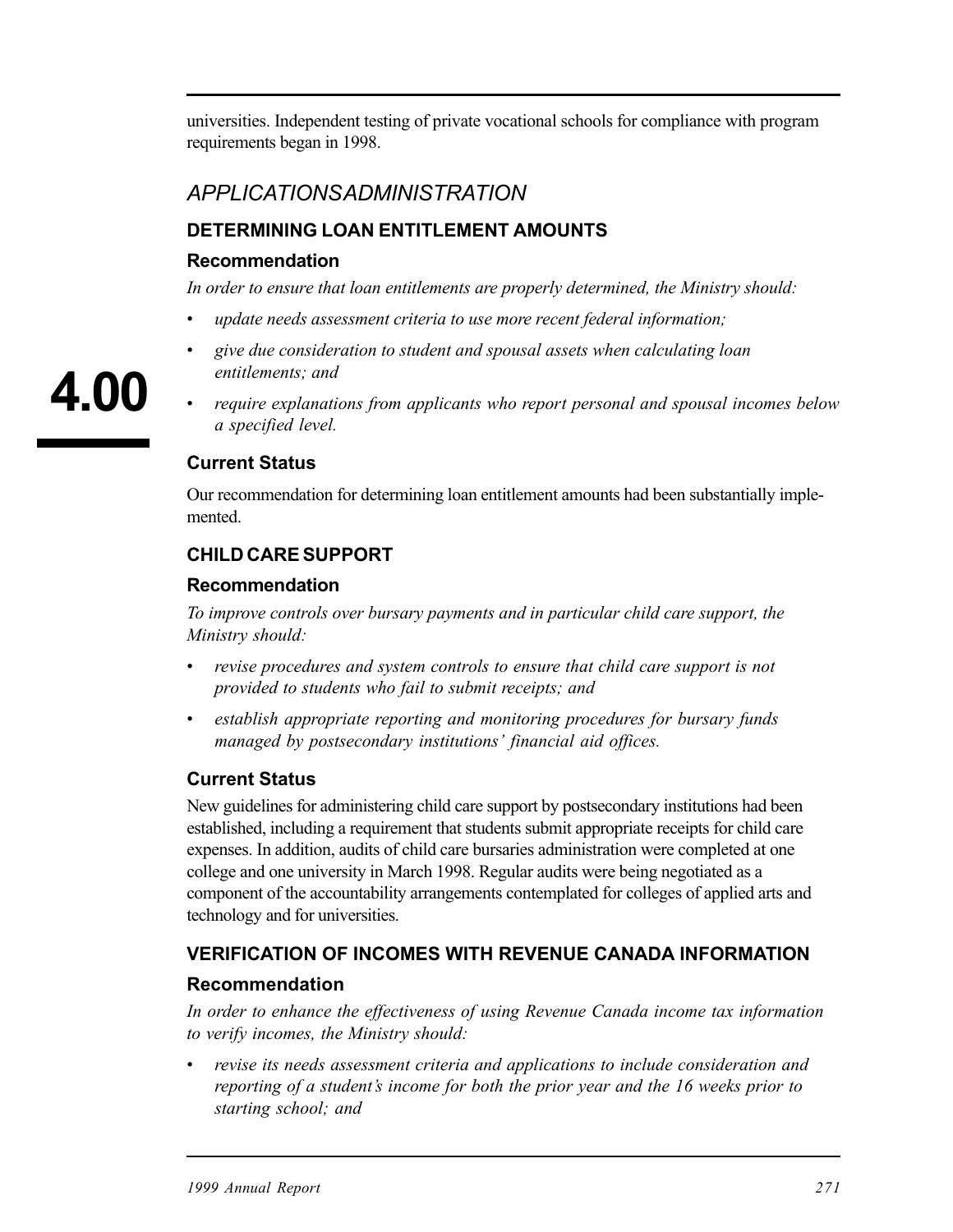universities. Independent testing of private vocational schools for compliance with program requirements began in 1998.

## *APPLICATIONSADMINISTRATION*

### DETERMINING LOAN ENTITLEMENT AMOUNTS

#### Recommendation

*In order to ensure that loan entitlements are properly determined, the Ministry should:*

- *update needs assessment criteria to use more recent federal information;*
- *give due consideration to student and spousal assets when calculating loan entitlements; and*
- *require explanations from applicants who report personal and spousal incomes below a specified level.*

#### Current Status

Our recommendation for determining loan entitlement amounts had been substantially implemented.

### CHILD CARE SUPPORT

#### Recommendation

*To improve controls over bursary payments and in particular child care support, the Ministry should:*

- *revise procedures and system controls to ensure that child care support is not provided to students who fail to submit receipts; and*
- *establish appropriate reporting and monitoring procedures for bursary funds managed by postsecondary institutions' financial aid offices.*

#### Current Status

New guidelines for administering child care support by postsecondary institutions had been established, including a requirement that students submit appropriate receipts for child care expenses. In addition, audits of child care bursaries administration were completed at one college and one university in March 1998. Regular audits were being negotiated as a component of the accountability arrangements contemplated for colleges of applied arts and technology and for universities.

### VERIFICATION OF INCOMES WITH REVENUE CANADA INFORMATION

#### Recommendation

*In order to enhance the effectiveness of using Revenue Canada income tax information to verify incomes, the Ministry should:*

- *revise its needs assessment criteria and applications to include consideration and reporting of a student's income for both the prior year and the 16 weeks prior to starting school; and*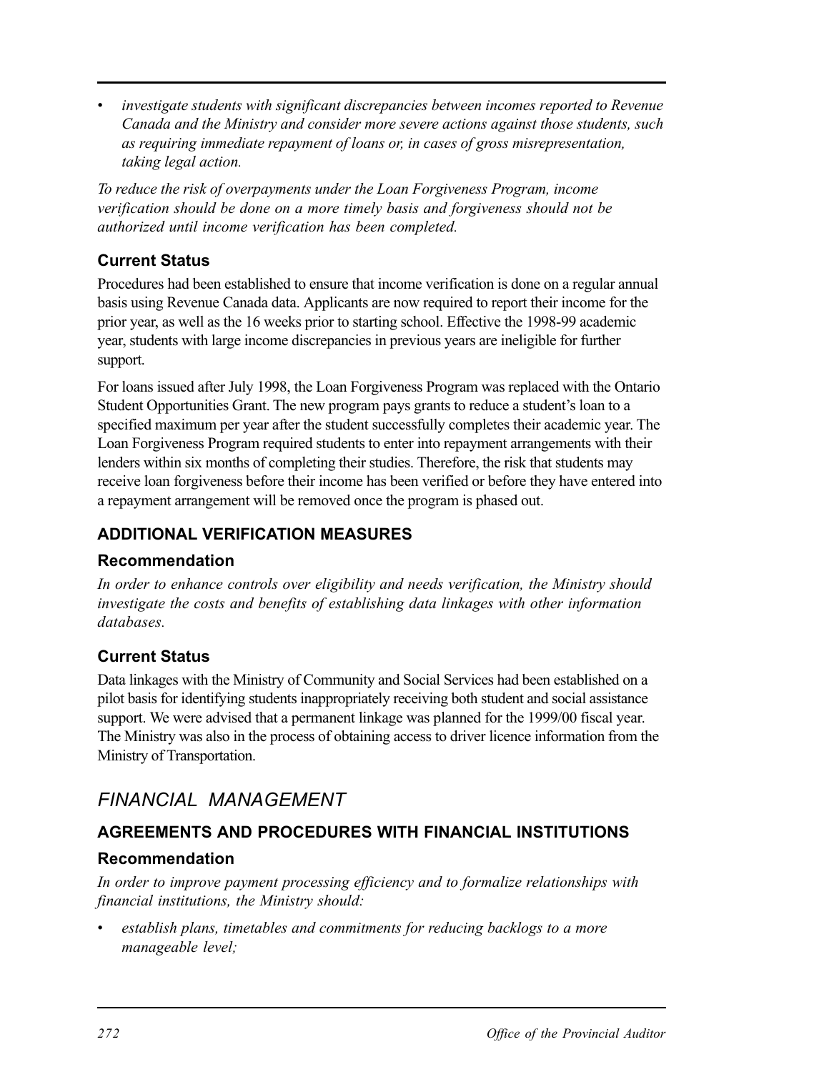- *investigate students with significant discrepancies between incomes reported to Revenue Canada and the Ministry and consider more severe actions against those students, such as requiring immediate repayment of loans or, in cases of gross misrepresentation, taking legal action.*

*To reduce the risk of overpayments under the Loan Forgiveness Program, income verification should be done on a more timely basis and forgiveness should not be authorized until income verification has been completed.*

### Current Status

Procedures had been established to ensure that income verification is done on a regular annual basis using Revenue Canada data. Applicants are now required to report their income for the prior year, as well as the 16 weeks prior to starting school. Effective the 1998-99 academic year, students with large income discrepancies in previous years are ineligible for further support.

For loans issued after July 1998, the Loan Forgiveness Program was replaced with the Ontario Student Opportunities Grant. The new program pays grants to reduce a student's loan to a specified maximum per year after the student successfully completes their academic year. The Loan Forgiveness Program required students to enter into repayment arrangements with their lenders within six months of completing their studies. Therefore, the risk that students may receive loan forgiveness before their income has been verified or before they have entered into a repayment arrangement will be removed once the program is phased out.

## ADDITIONAL VERIFICATION MEASURES

### Recommendation

*In order to enhance controls over eligibility and needs verification, the Ministry should investigate the costs and benefits of establishing data linkages with other information databases.*

### Current Status

Data linkages with the Ministry of Community and Social Services had been established on a pilot basis for identifying students inappropriately receiving both student and social assistance support. We were advised that a permanent linkage was planned for the 1999/00 fiscal year. The Ministry was also in the process of obtaining access to driver licence information from the Ministry of Transportation.

# *FINANCIAL MANAGEMENT*

## AGREEMENTS AND PROCEDURES WITH FINANCIAL INSTITUTIONS

### Recommendation

*In order to improve payment processing efficiency and to formalize relationships with financial institutions, the Ministry should:*

- *establish plans, timetables and commitments for reducing backlogs to a more manageable level;*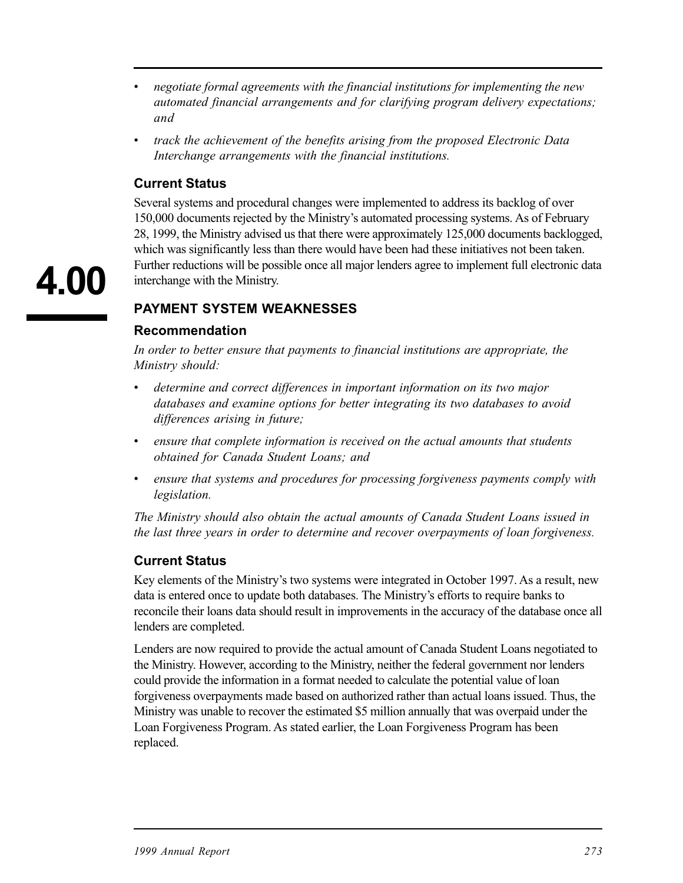- *negotiate formal agreements with the financial institutions for implementing the new automated financial arrangements and for clarifying program delivery expectations; and*
- *track the achievement of the benefits arising from the proposed Electronic Data Interchange arrangements with the financial institutions.*

### Current Status

Several systems and procedural changes were implemented to address its backlog of over 150,000 documents rejected by the Ministry's automated processing systems. As of February 28, 1999, the Ministry advised us that there were approximately 125,000 documents backlogged, which was significantly less than there would have been had these initiatives not been taken. Further reductions will be possible once all major lenders agree to implement full electronic data interchange with the Ministry.

## PAYMENT SYSTEM WEAKNESSES

### Recommendation

*In order to better ensure that payments to financial institutions are appropriate, the Ministry should:*

- *determine and correct differences in important information on its two major databases and examine options for better integrating its two databases to avoid differences arising in future;*
- *ensure that complete information is received on the actual amounts that students obtained for Canada Student Loans; and*
- *ensure that systems and procedures for processing forgiveness payments comply with legislation.*

*The Ministry should also obtain the actual amounts of Canada Student Loans issued in the last three years in order to determine and recover overpayments of loan forgiveness.*

### Current Status

Key elements of the Ministry's two systems were integrated in October 1997. As a result, new data is entered once to update both databases. The Ministry's efforts to require banks to reconcile their loans data should result in improvements in the accuracy of the database once all lenders are completed.

Lenders are now required to provide the actual amount of Canada Student Loans negotiated to the Ministry. However, according to the Ministry, neither the federal government nor lenders could provide the information in a format needed to calculate the potential value of loan forgiveness overpayments made based on authorized rather than actual loans issued. Thus, the Ministry was unable to recover the estimated $5 million annually that was overpaid under the Loan Forgiveness Program. As stated earlier, the Loan Forgiveness Program has been replaced.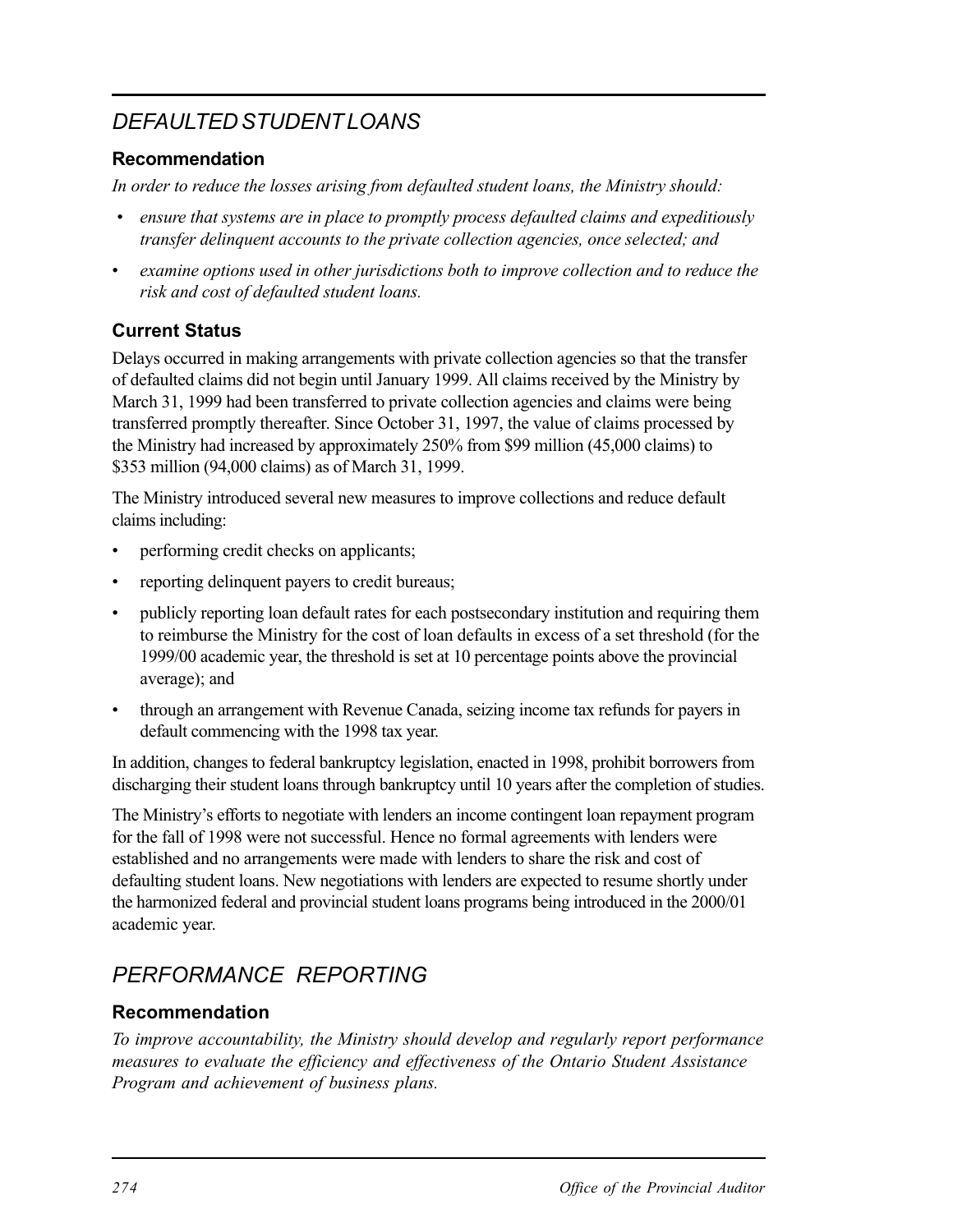## *DEFAULTED STUDENT LOANS*

### Recommendation

*In order to reduce the losses arising from defaulted student loans, the Ministry should:*

- *ensure that systems are in place to promptly process defaulted claims and expeditiously transfer delinquent accounts to the private collection agencies, once selected; and*
- *examine options used in other jurisdictions both to improve collection and to reduce the risk and cost of defaulted student loans.*

### Current Status

Delays occurred in making arrangements with private collection agencies so that the transfer of defaulted claims did not begin until January 1999. All claims received by the Ministry by March 31, 1999 had been transferred to private collection agencies and claims were being transferred promptly thereafter. Since October 31, 1997, the value of claims processed by the Ministry had increased by approximately 250% from $99 million (45,000 claims) to $353 million (94,000 claims) as of March 31, 1999.

The Ministry introduced several new measures to improve collections and reduce default claims including:

- performing credit checks on applicants;
- reporting delinquent payers to credit bureaus;
- publicly reporting loan default rates for each postsecondary institution and requiring them to reimburse the Ministry for the cost of loan defaults in excess of a set threshold (for the 1999/00 academic year, the threshold is set at 10 percentage points above the provincial average); and
- through an arrangement with Revenue Canada, seizing income tax refunds for payers in default commencing with the 1998 tax year.

In addition, changes to federal bankruptcy legislation, enacted in 1998, prohibit borrowers from discharging their student loans through bankruptcy until 10 years after the completion of studies.

The Ministry's efforts to negotiate with lenders an income contingent loan repayment program for the fall of 1998 were not successful. Hence no formal agreements with lenders were established and no arrangements were made with lenders to share the risk and cost of defaulting student loans. New negotiations with lenders are expected to resume shortly under the harmonized federal and provincial student loans programs being introduced in the 2000/01 academic year.

## *PERFORMANCE REPORTING*

### Recommendation

*To improve accountability, the Ministry should develop and regularly report performance measures to evaluate the efficiency and effectiveness of the Ontario Student Assistance Program and achievement of business plans.*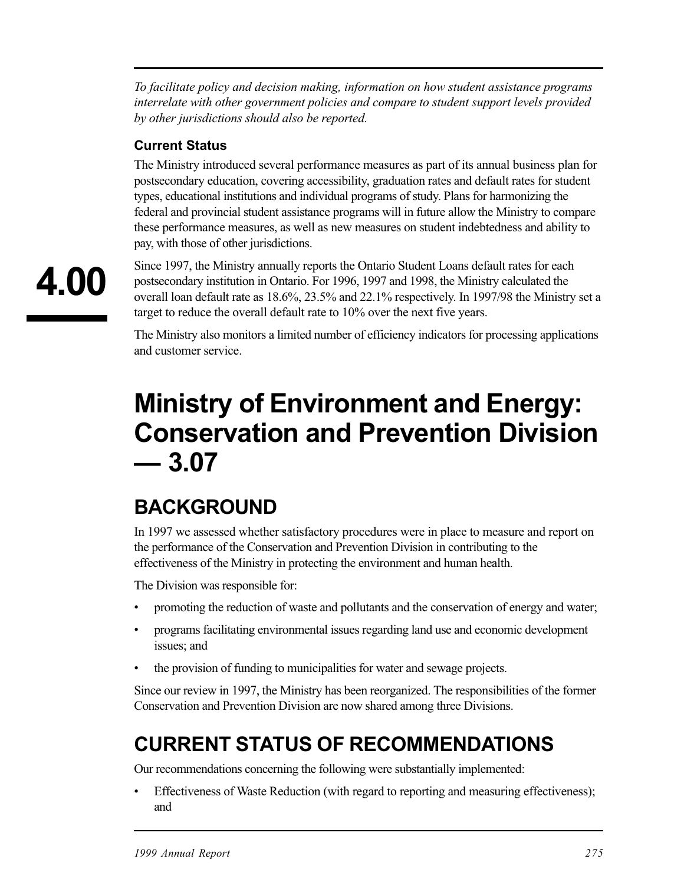*To facilitate policy and decision making, information on how student assistance programs interrelate with other government policies and compare to student support levels provided by other jurisdictions should also be reported.*

### Current Status

The Ministry introduced several performance measures as part of its annual business plan for postsecondary education, covering accessibility, graduation rates and default rates for student types, educational institutions and individual programs of study. Plans for harmonizing the federal and provincial student assistance programs will in future allow the Ministry to compare these performance measures, as well as new measures on student indebtedness and ability to pay, with those of other jurisdictions.

Since 1997, the Ministry annually reports the Ontario Student Loans default rates for each postsecondary institution in Ontario. For 1996, 1997 and 1998, the Ministry calculated the overall loan default rate as 18.6%, 23.5% and 22.1% respectively. In 1997/98 the Ministry set a target to reduce the overall default rate to 10% over the next five years.

The Ministry also monitors a limited number of efficiency indicators for processing applications and customer service.

# Ministry of Environment and Energy: Conservation and Prevention Division — 3.07

## BACKGROUND

In 1997 we assessed whether satisfactory procedures were in place to measure and report on the performance of the Conservation and Prevention Division in contributing to the effectiveness of the Ministry in protecting the environment and human health.

The Division was responsible for:

- promoting the reduction of waste and pollutants and the conservation of energy and water;
- programs facilitating environmental issues regarding land use and economic development issues; and
- the provision of funding to municipalities for water and sewage projects.

Since our review in 1997, the Ministry has been reorganized. The responsibilities of the former Conservation and Prevention Division are now shared among three Divisions.

## CURRENT STATUS OF RECOMMENDATIONS

Our recommendations concerning the following were substantially implemented:

- Effectiveness of Waste Reduction (with regard to reporting and measuring effectiveness); and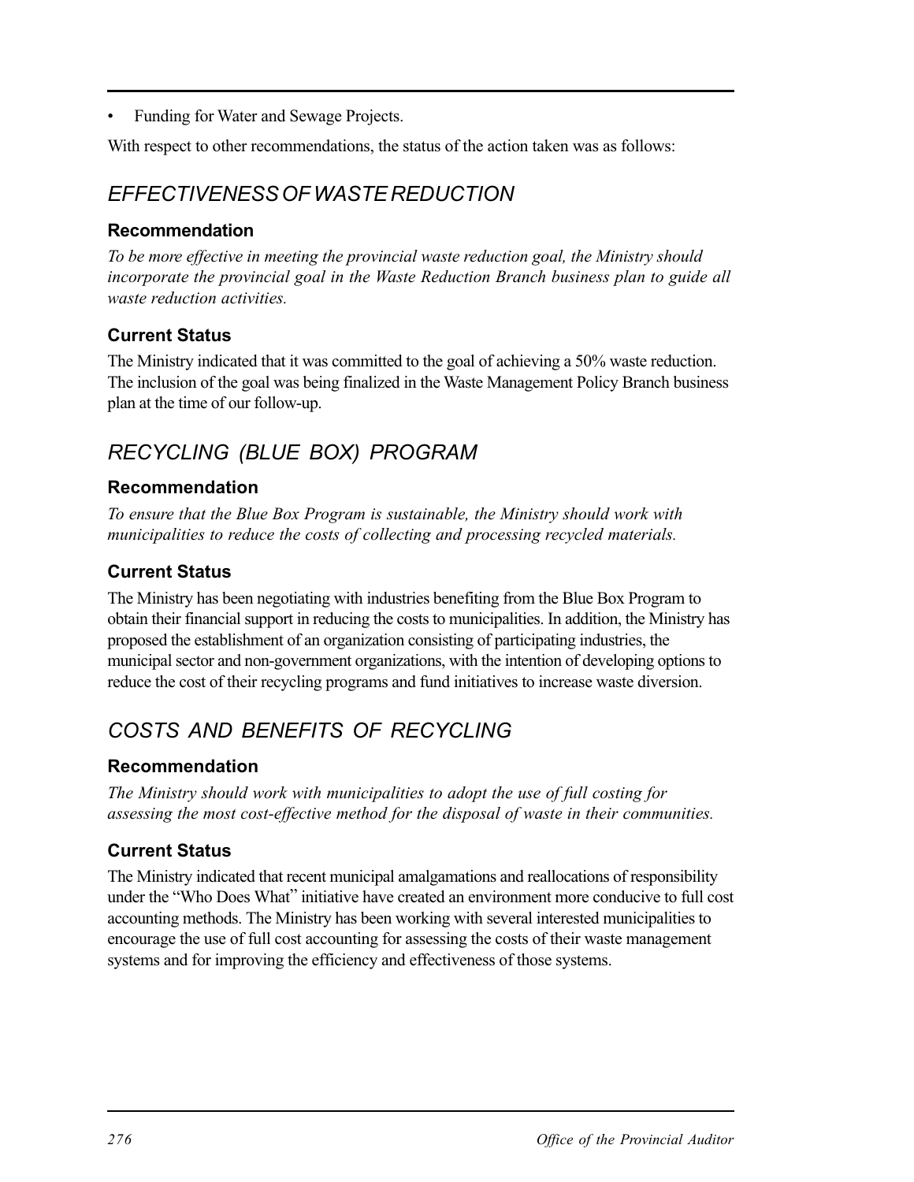- Funding for Water and Sewage Projects.

With respect to other recommendations, the status of the action taken was as follows:

## *EFFECTIVENESS OF WASTE REDUCTION*

### Recommendation

*To be more effective in meeting the provincial waste reduction goal, the Ministry should incorporate the provincial goal in the Waste Reduction Branch business plan to guide all waste reduction activities.*

### Current Status

The Ministry indicated that it was committed to the goal of achieving a 50% waste reduction. The inclusion of the goal was being finalized in the Waste Management Policy Branch business plan at the time of our follow-up.

## *RECYCLING (BLUE BOX) PROGRAM*

### Recommendation

*To ensure that the Blue Box Program is sustainable, the Ministry should work with municipalities to reduce the costs of collecting and processing recycled materials.*

### Current Status

The Ministry has been negotiating with industries benefiting from the Blue Box Program to obtain their financial support in reducing the costs to municipalities. In addition, the Ministry has proposed the establishment of an organization consisting of participating industries, the municipal sector and non-government organizations, with the intention of developing options to reduce the cost of their recycling programs and fund initiatives to increase waste diversion.

## *COSTS AND BENEFITS OF RECYCLING*

### Recommendation

*The Ministry should work with municipalities to adopt the use of full costing for assessing the most cost-effective method for the disposal of waste in their communities.*

### Current Status

The Ministry indicated that recent municipal amalgamations and reallocations of responsibility under the "Who Does What" initiative have created an environment more conducive to full cost accounting methods. The Ministry has been working with several interested municipalities to encourage the use of full cost accounting for assessing the costs of their waste management systems and for improving the efficiency and effectiveness of those systems.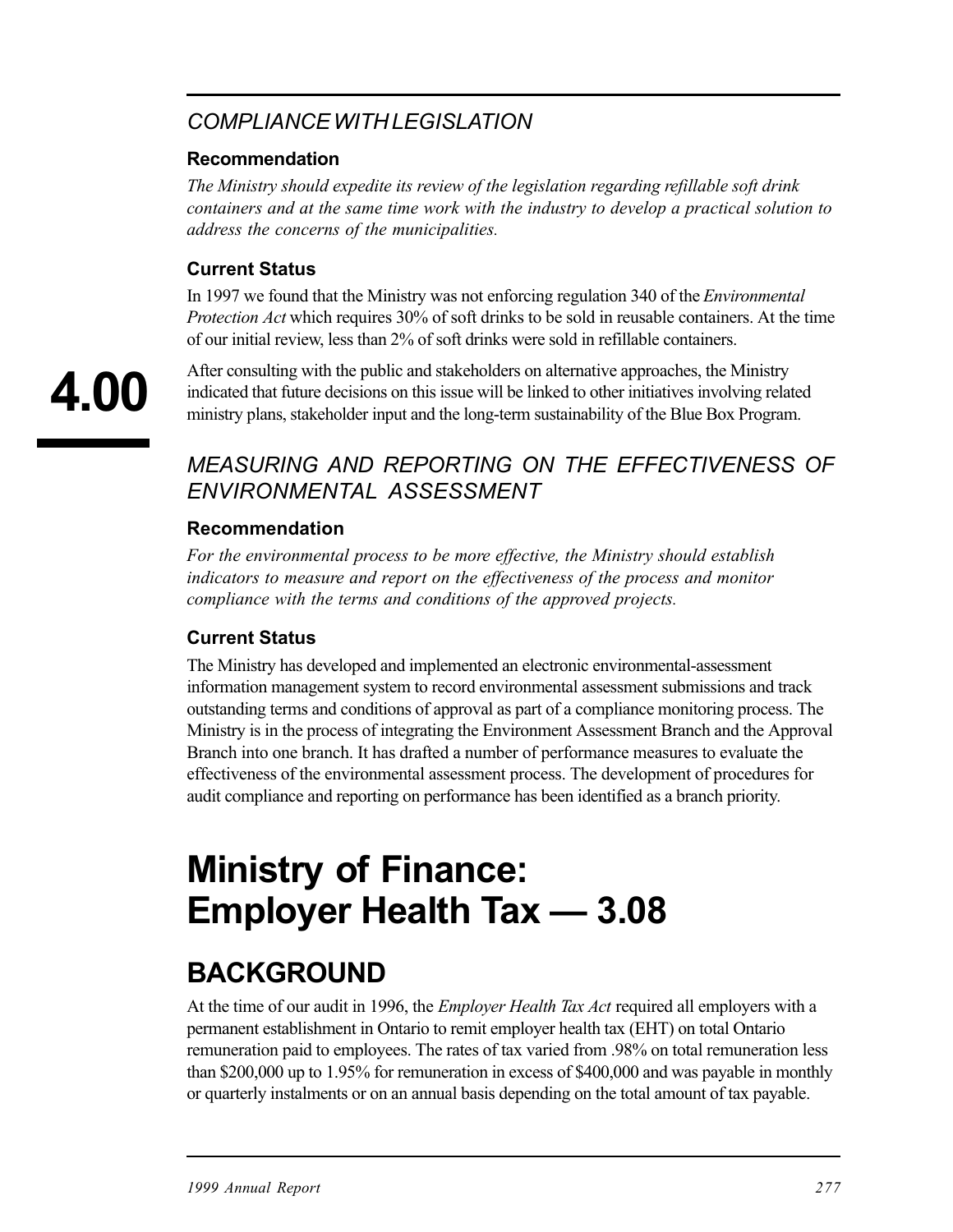### *COMPLIANCE WITH LEGISLATION*

#### Recommendation

*The Ministry should expedite its review of the legislation regarding refillable soft drink containers and at the same time work with the industry to develop a practical solution to address the concerns of the municipalities.*

#### Current Status

In 1997 we found that the Ministry was not enforcing regulation 340 of the *Environmental Protection Act* which requires 30% of soft drinks to be sold in reusable containers. At the time of our initial review, less than 2% of soft drinks were sold in refillable containers.

After consulting with the public and stakeholders on alternative approaches, the Ministry indicated that future decisions on this issue will be linked to other initiatives involving related ministry plans, stakeholder input and the long-term sustainability of the Blue Box Program.

### *MEASURING AND REPORTING ON THE EFFECTIVENESS OF ENVIRONMENTAL ASSESSMENT*

#### Recommendation

*For the environmental process to be more effective, the Ministry should establish indicators to measure and report on the effectiveness of the process and monitor compliance with the terms and conditions of the approved projects.*

#### Current Status

The Ministry has developed and implemented an electronic environmental-assessment information management system to record environmental assessment submissions and track outstanding terms and conditions of approval as part of a compliance monitoring process. The Ministry is in the process of integrating the Environment Assessment Branch and the Approval Branch into one branch. It has drafted a number of performance measures to evaluate the effectiveness of the environmental assessment process. The development of procedures for audit compliance and reporting on performance has been identified as a branch priority.

# Ministry of Finance: Employer Health Tax — 3.08

## BACKGROUND

At the time of our audit in 1996, the *Employer Health Tax Act* required all employers with a permanent establishment in Ontario to remit employer health tax (EHT) on total Ontario remuneration paid to employees. The rates of tax varied from .98% on total remuneration less than $200,000 up to 1.95% for remuneration in excess of $400,000 and was payable in monthly or quarterly instalments or on an annual basis depending on the total amount of tax payable.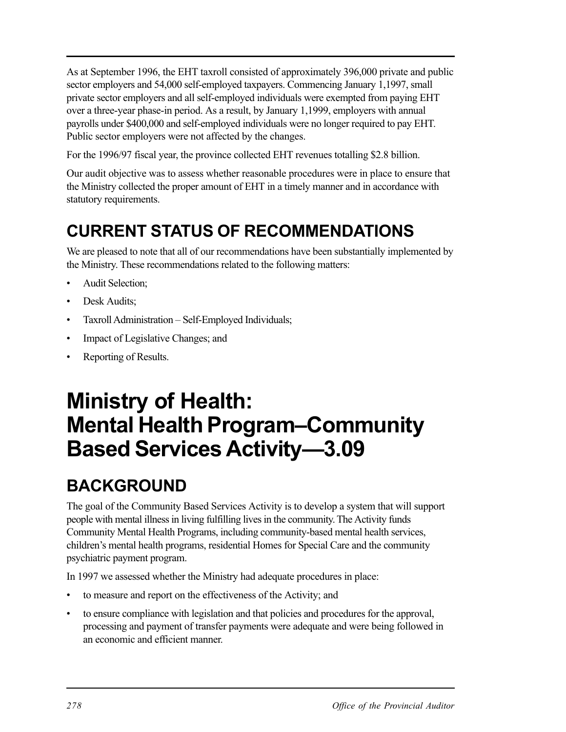As at September 1996, the EHT taxroll consisted of approximately 396,000 private and public sector employers and 54,000 self-employed taxpayers. Commencing January 1,1997, small private sector employers and all self-employed individuals were exempted from paying EHT over a three-year phase-in period. As a result, by January 1,1999, employers with annual payrolls under $400,000 and self-employed individuals were no longer required to pay EHT. Public sector employers were not affected by the changes.

For the 1996/97 fiscal year, the province collected EHT revenues totalling $2.8 billion.

Our audit objective was to assess whether reasonable procedures were in place to ensure that the Ministry collected the proper amount of EHT in a timely manner and in accordance with statutory requirements.

## CURRENT STATUS OF RECOMMENDATIONS

We are pleased to note that all of our recommendations have been substantially implemented by the Ministry. These recommendations related to the following matters:

- Audit Selection;
- Desk Audits;
- Taxroll Administration – Self-Employed Individuals;
- Impact of Legislative Changes; and
- Reporting of Results.

# Ministry of Health: Mental Health Program–Community Based Services Activity—3.09

## BACKGROUND

The goal of the Community Based Services Activity is to develop a system that will support people with mental illness in living fulfilling lives in the community. The Activity funds Community Mental Health Programs, including community-based mental health services, children's mental health programs, residential Homes for Special Care and the community psychiatric payment program.

In 1997 we assessed whether the Ministry had adequate procedures in place:

- to measure and report on the effectiveness of the Activity; and
- to ensure compliance with legislation and that policies and procedures for the approval, processing and payment of transfer payments were adequate and were being followed in an economic and efficient manner.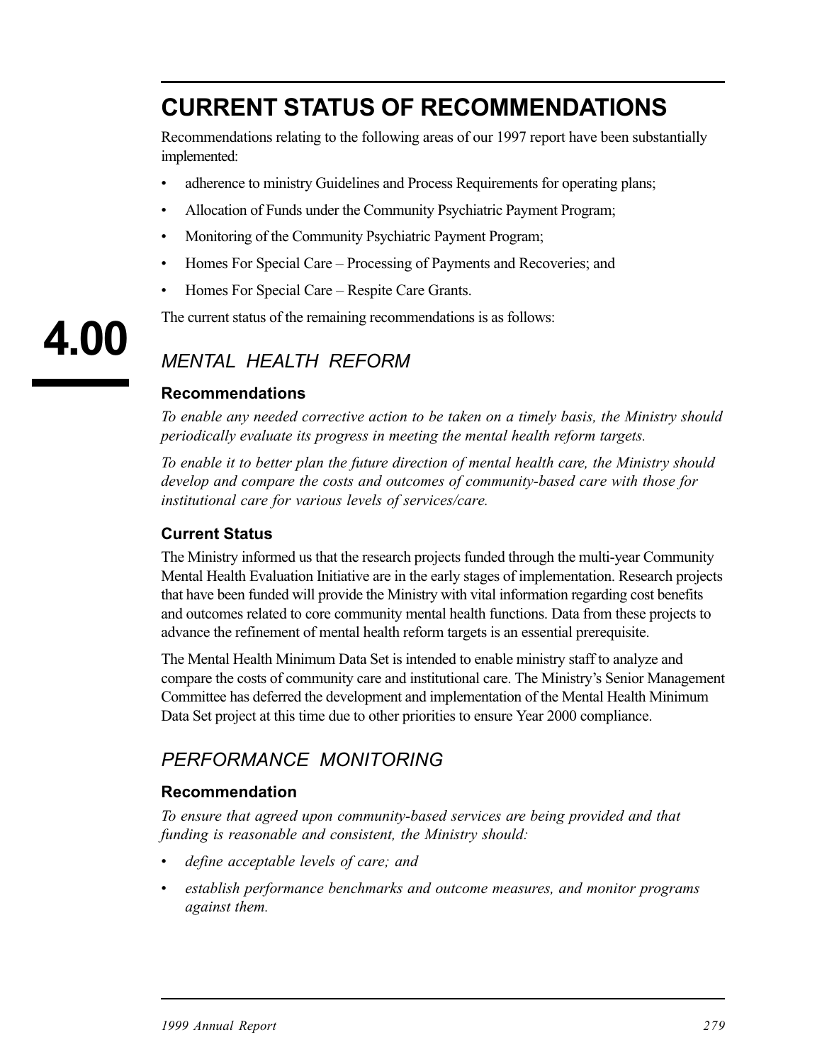# CURRENT STATUS OF RECOMMENDATIONS

Recommendations relating to the following areas of our 1997 report have been substantially implemented:

- adherence to ministry Guidelines and Process Requirements for operating plans;
- Allocation of Funds under the Community Psychiatric Payment Program;
- Monitoring of the Community Psychiatric Payment Program;
- Homes For Special Care – Processing of Payments and Recoveries; and
- Homes For Special Care – Respite Care Grants.

The current status of the remaining recommendations is as follows:

**4.00**

## *MENTAL HEALTH REFORM*

### Recommendations

*To enable any needed corrective action to be taken on a timely basis, the Ministry should periodically evaluate its progress in meeting the mental health reform targets.*

*To enable it to better plan the future direction of mental health care, the Ministry should develop and compare the costs and outcomes of community-based care with those for institutional care for various levels of services/care.*

### Current Status

The Ministry informed us that the research projects funded through the multi-year Community Mental Health Evaluation Initiative are in the early stages of implementation. Research projects that have been funded will provide the Ministry with vital information regarding cost benefits and outcomes related to core community mental health functions. Data from these projects to advance the refinement of mental health reform targets is an essential prerequisite.

The Mental Health Minimum Data Set is intended to enable ministry staff to analyze and compare the costs of community care and institutional care. The Ministry's Senior Management Committee has deferred the development and implementation of the Mental Health Minimum Data Set project at this time due to other priorities to ensure Year 2000 compliance.

## *PERFORMANCE MONITORING*

### Recommendation

*To ensure that agreed upon community-based services are being provided and that funding is reasonable and consistent, the Ministry should:*

- *define acceptable levels of care; and*
- *establish performance benchmarks and outcome measures, and monitor programs against them.*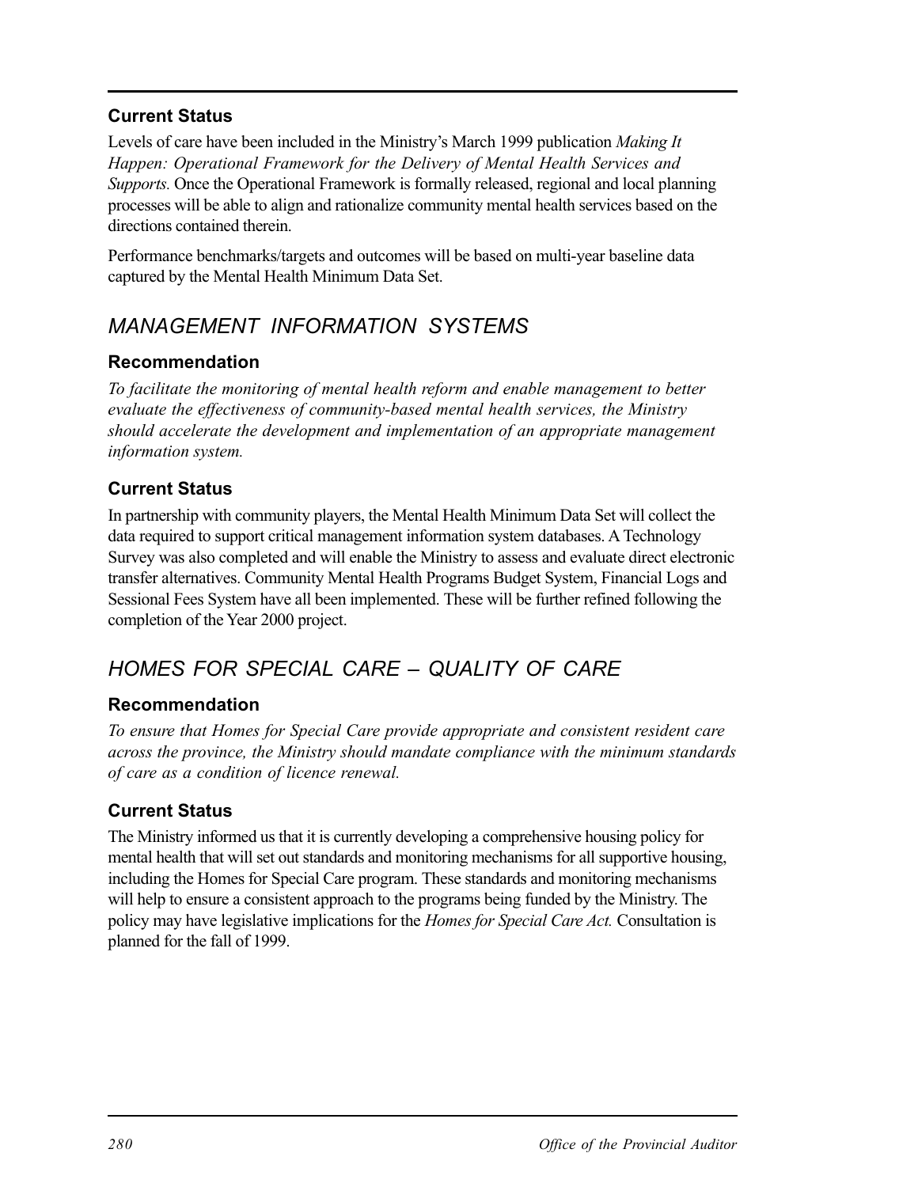### Current Status

Levels of care have been included in the Ministry’s March 1999 publication *Making It Happen: Operational Framework for the Delivery of Mental Health Services and Supports.* Once the Operational Framework is formally released, regional and local planning processes will be able to align and rationalize community mental health services based on the directions contained therein.

Performance benchmarks/targets and outcomes will be based on multi-year baseline data captured by the Mental Health Minimum Data Set.

## *MANAGEMENT INFORMATION SYSTEMS*

### Recommendation

*To facilitate the monitoring of mental health reform and enable management to better evaluate the effectiveness of community-based mental health services, the Ministry should accelerate the development and implementation of an appropriate management information system.*

### Current Status

In partnership with community players, the Mental Health Minimum Data Set will collect the data required to support critical management information system databases. A Technology Survey was also completed and will enable the Ministry to assess and evaluate direct electronic transfer alternatives. Community Mental Health Programs Budget System, Financial Logs and Sessional Fees System have all been implemented. These will be further refined following the completion of the Year 2000 project.

## *HOMES FOR SPECIAL CARE – QUALITY OF CARE*

### Recommendation

*To ensure that Homes for Special Care provide appropriate and consistent resident care across the province, the Ministry should mandate compliance with the minimum standards of care as a condition of licence renewal.*

### Current Status

The Ministry informed us that it is currently developing a comprehensive housing policy for mental health that will set out standards and monitoring mechanisms for all supportive housing, including the Homes for Special Care program. These standards and monitoring mechanisms will help to ensure a consistent approach to the programs being funded by the Ministry. The policy may have legislative implications for the *Homes for Special Care Act.* Consultation is planned for the fall of 1999.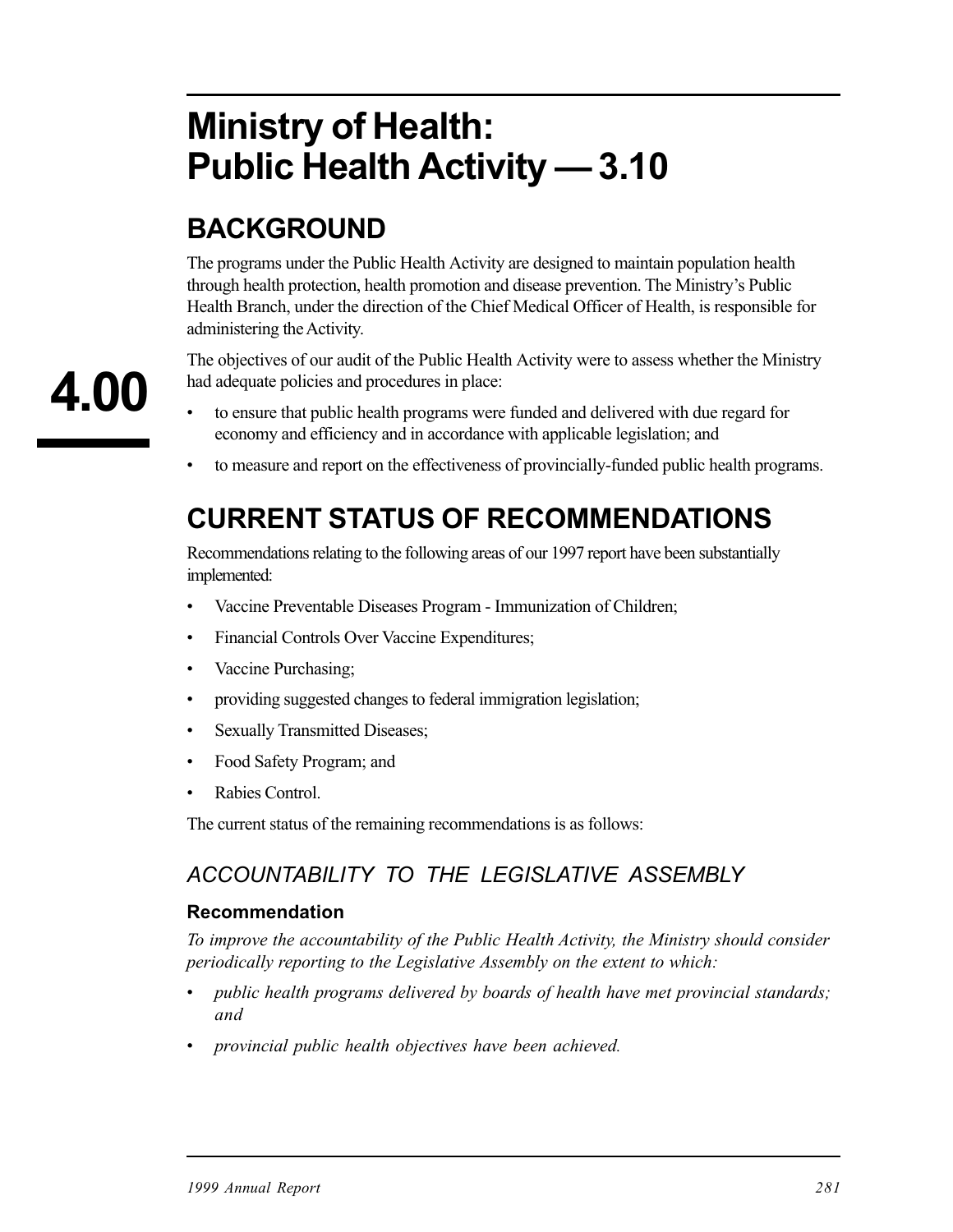# Ministry of Health: Public Health Activity — 3.10

4.00

## BACKGROUND

The programs under the Public Health Activity are designed to maintain population health through health protection, health promotion and disease prevention. The Ministry's Public Health Branch, under the direction of the Chief Medical Officer of Health, is responsible for administering the Activity.

The objectives of our audit of the Public Health Activity were to assess whether the Ministry had adequate policies and procedures in place:

- to ensure that public health programs were funded and delivered with due regard for economy and efficiency and in accordance with applicable legislation; and
- to measure and report on the effectiveness of provincially-funded public health programs.

## CURRENT STATUS OF RECOMMENDATIONS

Recommendations relating to the following areas of our 1997 report have been substantially implemented:

- Vaccine Preventable Diseases Program - Immunization of Children;
- Financial Controls Over Vaccine Expenditures;
- Vaccine Purchasing;
- providing suggested changes to federal immigration legislation;
- Sexually Transmitted Diseases;
- Food Safety Program; and
- Rabies Control.

The current status of the remaining recommendations is as follows:

### *ACCOUNTABILITY TO THE LEGISLATIVE ASSEMBLY*

#### Recommendation

*To improve the accountability of the Public Health Activity, the Ministry should consider periodically reporting to the Legislative Assembly on the extent to which:*

- *public health programs delivered by boards of health have met provincial standards; and*
- *provincial public health objectives have been achieved.*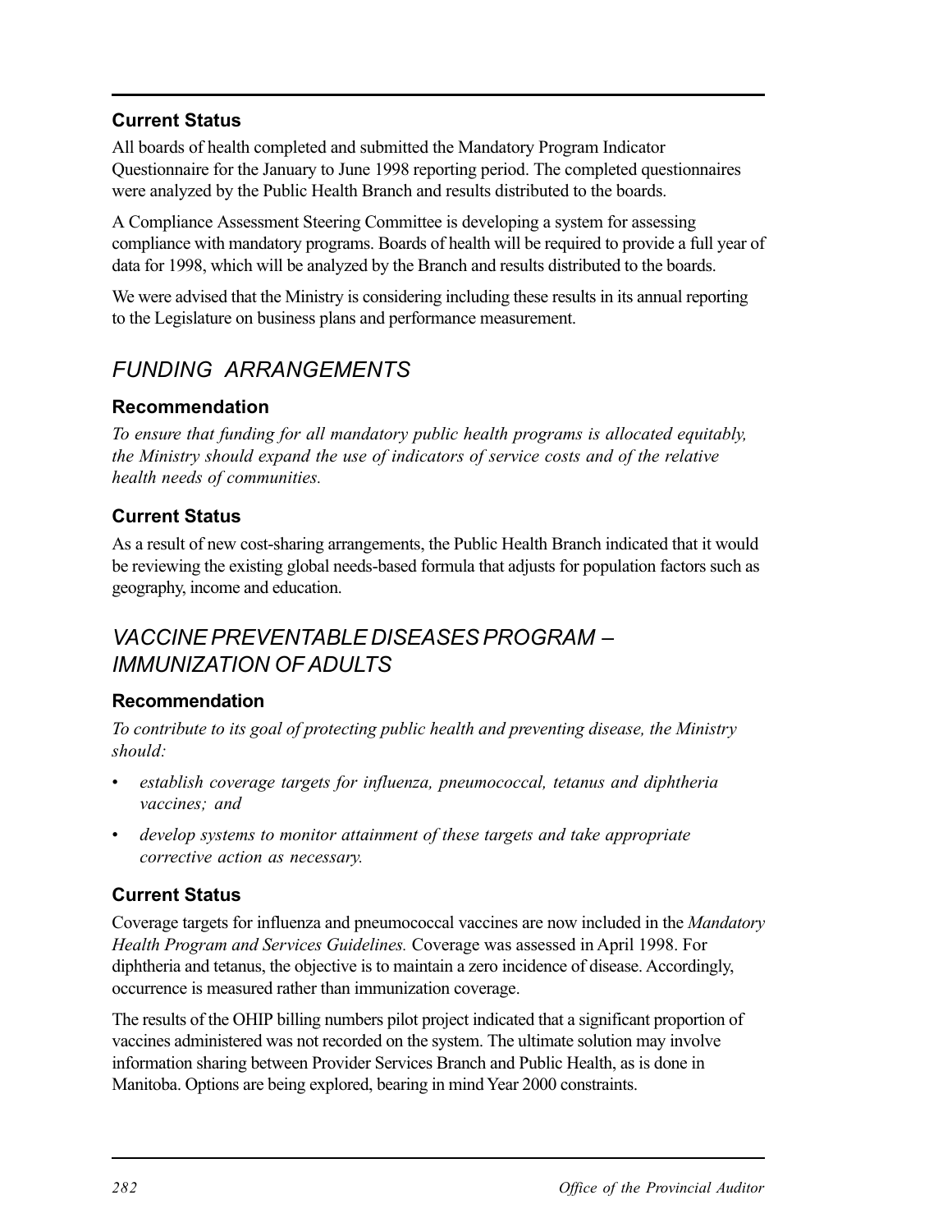### Current Status

All boards of health completed and submitted the Mandatory Program Indicator Questionnaire for the January to June 1998 reporting period. The completed questionnaires were analyzed by the Public Health Branch and results distributed to the boards.

A Compliance Assessment Steering Committee is developing a system for assessing compliance with mandatory programs. Boards of health will be required to provide a full year of data for 1998, which will be analyzed by the Branch and results distributed to the boards.

We were advised that the Ministry is considering including these results in its annual reporting to the Legislature on business plans and performance measurement.

## *FUNDING ARRANGEMENTS*

### Recommendation

*To ensure that funding for all mandatory public health programs is allocated equitably, the Ministry should expand the use of indicators of service costs and of the relative health needs of communities.*

### Current Status

As a result of new cost-sharing arrangements, the Public Health Branch indicated that it would be reviewing the existing global needs-based formula that adjusts for population factors such as geography, income and education.

## *VACCINE PREVENTABLE DISEASES PROGRAM – IMMUNIZATION OF ADULTS*

### Recommendation

*To contribute to its goal of protecting public health and preventing disease, the Ministry should:*

- *establish coverage targets for influenza, pneumococcal, tetanus and diphtheria vaccines; and*
- *develop systems to monitor attainment of these targets and take appropriate corrective action as necessary.*

### Current Status

Coverage targets for influenza and pneumococcal vaccines are now included in the *Mandatory Health Program and Services Guidelines.* Coverage was assessed in April 1998. For diphtheria and tetanus, the objective is to maintain a zero incidence of disease. Accordingly, occurrence is measured rather than immunization coverage.

The results of the OHIP billing numbers pilot project indicated that a significant proportion of vaccines administered was not recorded on the system. The ultimate solution may involve information sharing between Provider Services Branch and Public Health, as is done in Manitoba. Options are being explored, bearing in mind Year 2000 constraints.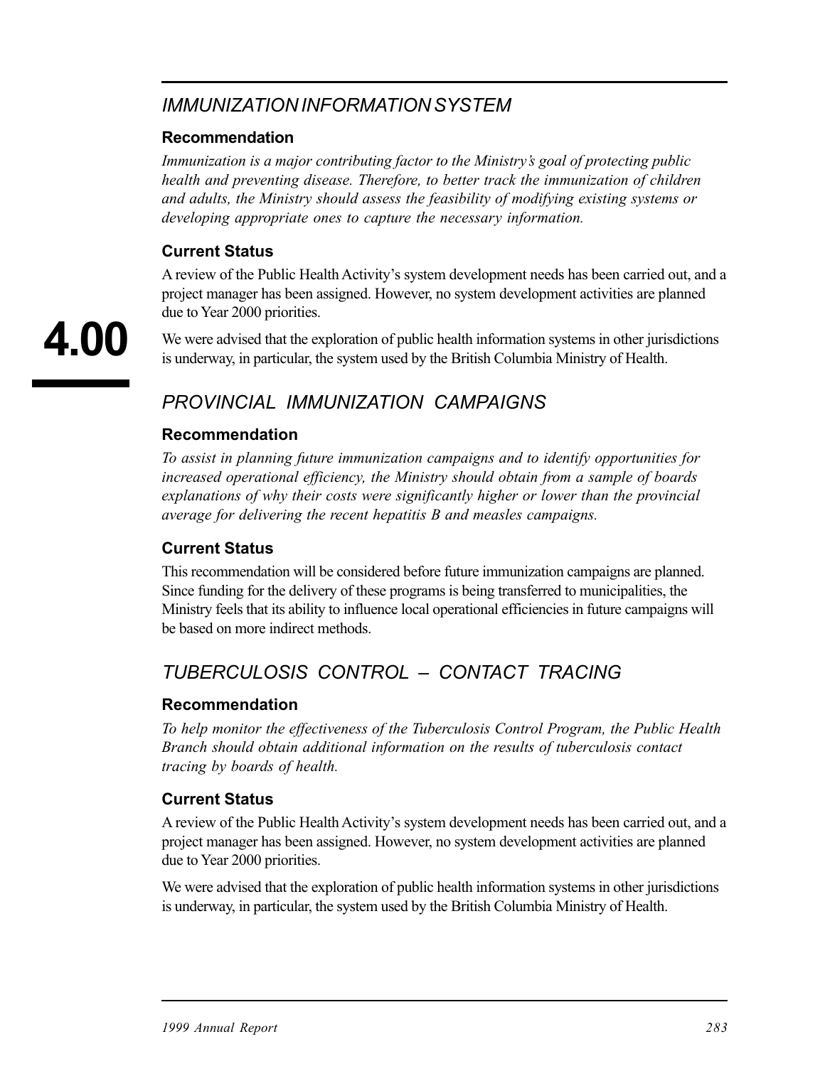## *IMMUNIZATION INFORMATION SYSTEM*

### Recommendation

*Immunization is a major contributing factor to the Ministry's goal of protecting public health and preventing disease. Therefore, to better track the immunization of children and adults, the Ministry should assess the feasibility of modifying existing systems or developing appropriate ones to capture the necessary information.*

### Current Status

A review of the Public Health Activity's system development needs has been carried out, and a project manager has been assigned. However, no system development activities are planned due to Year 2000 priorities.

We were advised that the exploration of public health information systems in other jurisdictions is underway, in particular, the system used by the British Columbia Ministry of Health.

## *PROVINCIAL IMMUNIZATION CAMPAIGNS*

### Recommendation

*To assist in planning future immunization campaigns and to identify opportunities for increased operational efficiency, the Ministry should obtain from a sample of boards explanations of why their costs were significantly higher or lower than the provincial average for delivering the recent hepatitis B and measles campaigns.*

### Current Status

This recommendation will be considered before future immunization campaigns are planned. Since funding for the delivery of these programs is being transferred to municipalities, the Ministry feels that its ability to influence local operational efficiencies in future campaigns will be based on more indirect methods.

## *TUBERCULOSIS CONTROL – CONTACT TRACING*

### Recommendation

*To help monitor the effectiveness of the Tuberculosis Control Program, the Public Health Branch should obtain additional information on the results of tuberculosis contact tracing by boards of health.*

### Current Status

A review of the Public Health Activity's system development needs has been carried out, and a project manager has been assigned. However, no system development activities are planned due to Year 2000 priorities.

We were advised that the exploration of public health information systems in other jurisdictions is underway, in particular, the system used by the British Columbia Ministry of Health.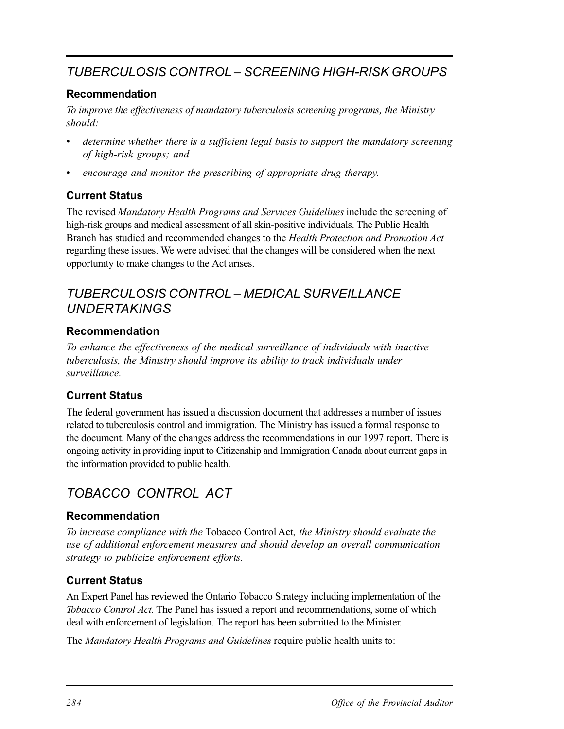## *TUBERCULOSIS CONTROL – SCREENING HIGH-RISK GROUPS*

### Recommendation

*To improve the effectiveness of mandatory tuberculosis screening programs, the Ministry should:*

- *determine whether there is a sufficient legal basis to support the mandatory screening of high-risk groups; and*
- *encourage and monitor the prescribing of appropriate drug therapy.*

### Current Status

The revised *Mandatory Health Programs and Services Guidelines* include the screening of high-risk groups and medical assessment of all skin-positive individuals. The Public Health Branch has studied and recommended changes to the *Health Protection and Promotion Act* regarding these issues. We were advised that the changes will be considered when the next opportunity to make changes to the Act arises.

## *TUBERCULOSIS CONTROL – MEDICAL SURVEILLANCE UNDERTAKINGS*

### Recommendation

*To enhance the effectiveness of the medical surveillance of individuals with inactive tuberculosis, the Ministry should improve its ability to track individuals under surveillance.*

### Current Status

The federal government has issued a discussion document that addresses a number of issues related to tuberculosis control and immigration. The Ministry has issued a formal response to the document. Many of the changes address the recommendations in our 1997 report. There is ongoing activity in providing input to Citizenship and Immigration Canada about current gaps in the information provided to public health.

## *TOBACCO CONTROL ACT*

### Recommendation

*To increase compliance with the* Tobacco Control Act*, the Ministry should evaluate the use of additional enforcement measures and should develop an overall communication strategy to publicize enforcement efforts.*

### Current Status

An Expert Panel has reviewed the Ontario Tobacco Strategy including implementation of the *Tobacco Control Act*. The Panel has issued a report and recommendations, some of which deal with enforcement of legislation. The report has been submitted to the Minister.

The *Mandatory Health Programs and Guidelines* require public health units to: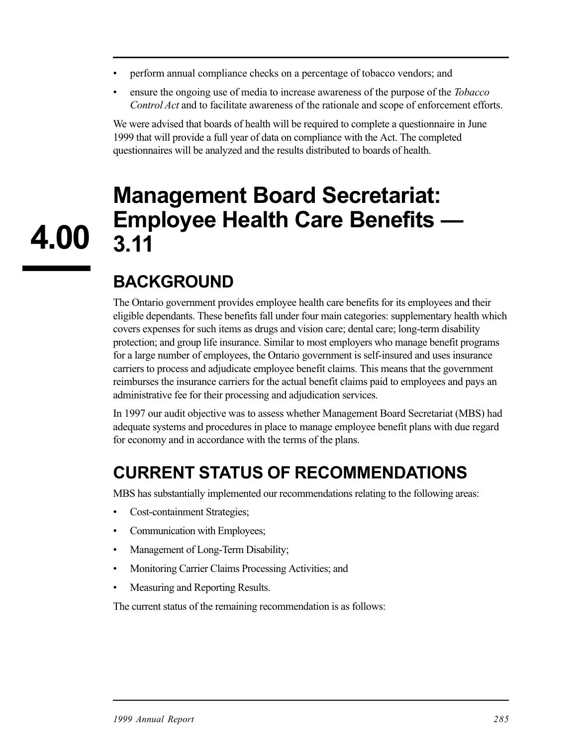- perform annual compliance checks on a percentage of tobacco vendors; and
- ensure the ongoing use of media to increase awareness of the purpose of the *Tobacco Control Act* and to facilitate awareness of the rationale and scope of enforcement efforts.

We were advised that boards of health will be required to complete a questionnaire in June 1999 that will provide a full year of data on compliance with the Act. The completed questionnaires will be analyzed and the results distributed to boards of health.

# 4.00 Management Board Secretariat: Employee Health Care Benefits — 3.11

## BACKGROUND

The Ontario government provides employee health care benefits for its employees and their eligible dependants. These benefits fall under four main categories: supplementary health which covers expenses for such items as drugs and vision care; dental care; long-term disability protection; and group life insurance. Similar to most employers who manage benefit programs for a large number of employees, the Ontario government is self-insured and uses insurance carriers to process and adjudicate employee benefit claims. This means that the government reimburses the insurance carriers for the actual benefit claims paid to employees and pays an administrative fee for their processing and adjudication services.

In 1997 our audit objective was to assess whether Management Board Secretariat (MBS) had adequate systems and procedures in place to manage employee benefit plans with due regard for economy and in accordance with the terms of the plans.

## CURRENT STATUS OF RECOMMENDATIONS

MBS has substantially implemented our recommendations relating to the following areas:

- Cost-containment Strategies;
- Communication with Employees;
- Management of Long-Term Disability;
- Monitoring Carrier Claims Processing Activities; and
- Measuring and Reporting Results.

The current status of the remaining recommendation is as follows: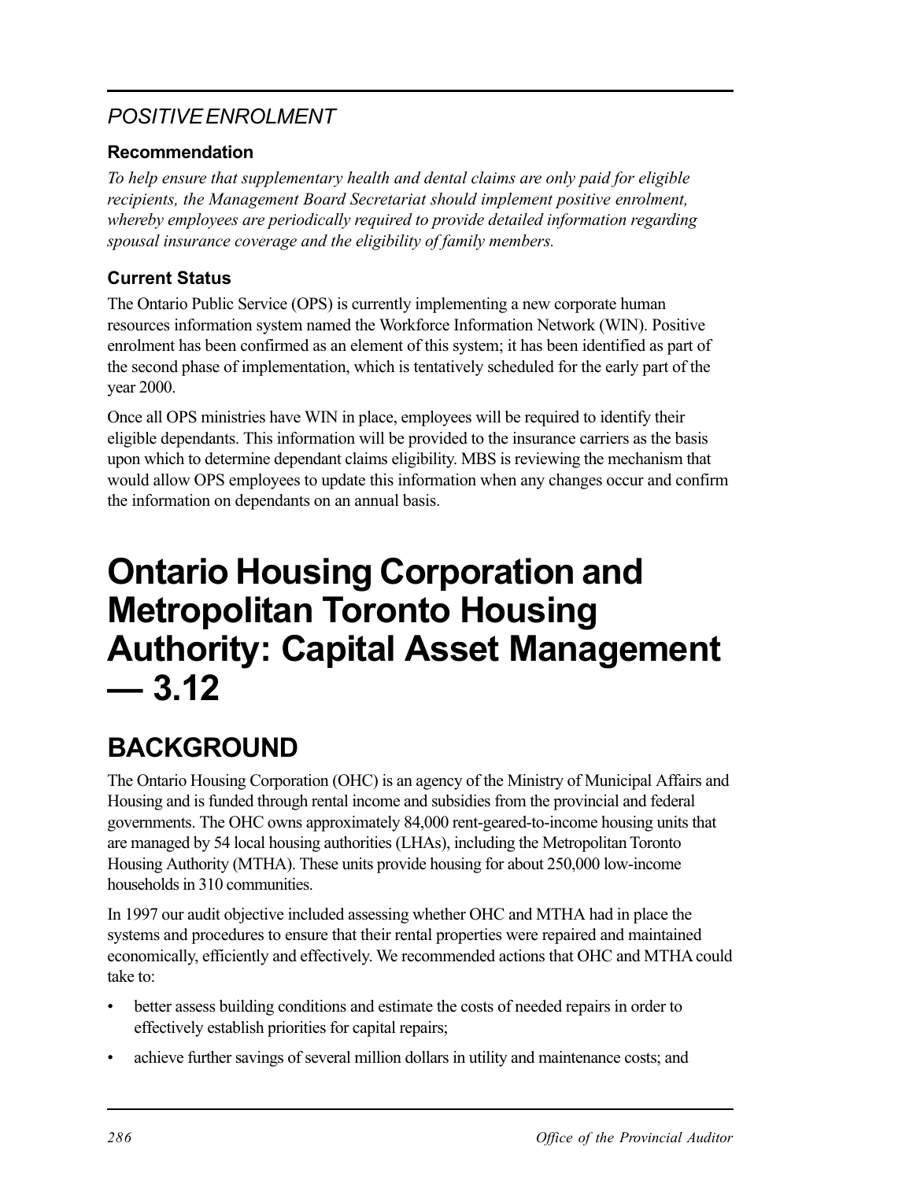### *POSITIVE ENROLMENT*

#### Recommendation

*To help ensure that supplementary health and dental claims are only paid for eligible recipients, the Management Board Secretariat should implement positive enrolment, whereby employees are periodically required to provide detailed information regarding spousal insurance coverage and the eligibility of family members.*

#### Current Status

The Ontario Public Service (OPS) is currently implementing a new corporate human resources information system named the Workforce Information Network (WIN). Positive enrolment has been confirmed as an element of this system; it has been identified as part of the second phase of implementation, which is tentatively scheduled for the early part of the year 2000.

Once all OPS ministries have WIN in place, employees will be required to identify their eligible dependants. This information will be provided to the insurance carriers as the basis upon which to determine dependant claims eligibility. MBS is reviewing the mechanism that would allow OPS employees to update this information when any changes occur and confirm the information on dependants on an annual basis.

# Ontario Housing Corporation and Metropolitan Toronto Housing Authority: Capital Asset Management — 3.12

## BACKGROUND

The Ontario Housing Corporation (OHC) is an agency of the Ministry of Municipal Affairs and Housing and is funded through rental income and subsidies from the provincial and federal governments. The OHC owns approximately 84,000 rent-geared-to-income housing units that are managed by 54 local housing authorities (LHAs), including the Metropolitan Toronto Housing Authority (MTHA). These units provide housing for about 250,000 low-income households in 310 communities.

In 1997 our audit objective included assessing whether OHC and MTHA had in place the systems and procedures to ensure that their rental properties were repaired and maintained economically, efficiently and effectively. We recommended actions that OHC and MTHA could take to:

- better assess building conditions and estimate the costs of needed repairs in order to effectively establish priorities for capital repairs;
- achieve further savings of several million dollars in utility and maintenance costs; and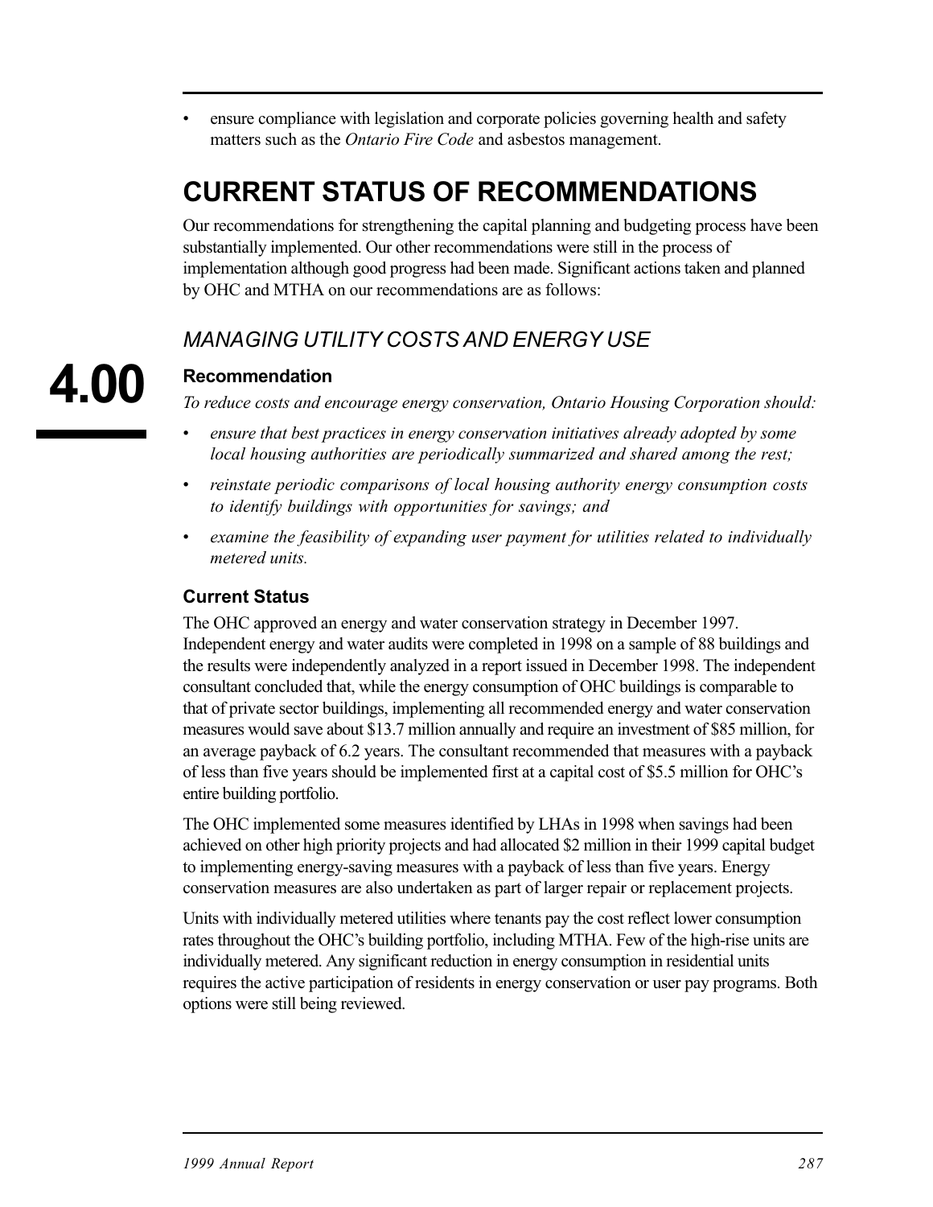- ensure compliance with legislation and corporate policies governing health and safety matters such as the *Ontario Fire Code* and asbestos management.

# CURRENT STATUS OF RECOMMENDATIONS

Our recommendations for strengthening the capital planning and budgeting process have been substantially implemented. Our other recommendations were still in the process of implementation although good progress had been made. Significant actions taken and planned by OHC and MTHA on our recommendations are as follows:

## *MANAGING UTILITY COSTS AND ENERGY USE*

**4.00**

### Recommendation

*To reduce costs and encourage energy conservation, Ontario Housing Corporation should:*

- *ensure that best practices in energy conservation initiatives already adopted by some local housing authorities are periodically summarized and shared among the rest;*
- *reinstate periodic comparisons of local housing authority energy consumption costs to identify buildings with opportunities for savings; and*
- *examine the feasibility of expanding user payment for utilities related to individually metered units.*

### Current Status

The OHC approved an energy and water conservation strategy in December 1997. Independent energy and water audits were completed in 1998 on a sample of 88 buildings and the results were independently analyzed in a report issued in December 1998. The independent consultant concluded that, while the energy consumption of OHC buildings is comparable to that of private sector buildings, implementing all recommended energy and water conservation measures would save about $13.7 million annually and require an investment of $85 million, for an average payback of 6.2 years. The consultant recommended that measures with a payback of less than five years should be implemented first at a capital cost of $5.5 million for OHC's entire building portfolio.

The OHC implemented some measures identified by LHAs in 1998 when savings had been achieved on other high priority projects and had allocated $2 million in their 1999 capital budget to implementing energy-saving measures with a payback of less than five years. Energy conservation measures are also undertaken as part of larger repair or replacement projects.

Units with individually metered utilities where tenants pay the cost reflect lower consumption rates throughout the OHC's building portfolio, including MTHA. Few of the high-rise units are individually metered. Any significant reduction in energy consumption in residential units requires the active participation of residents in energy conservation or user pay programs. Both options were still being reviewed.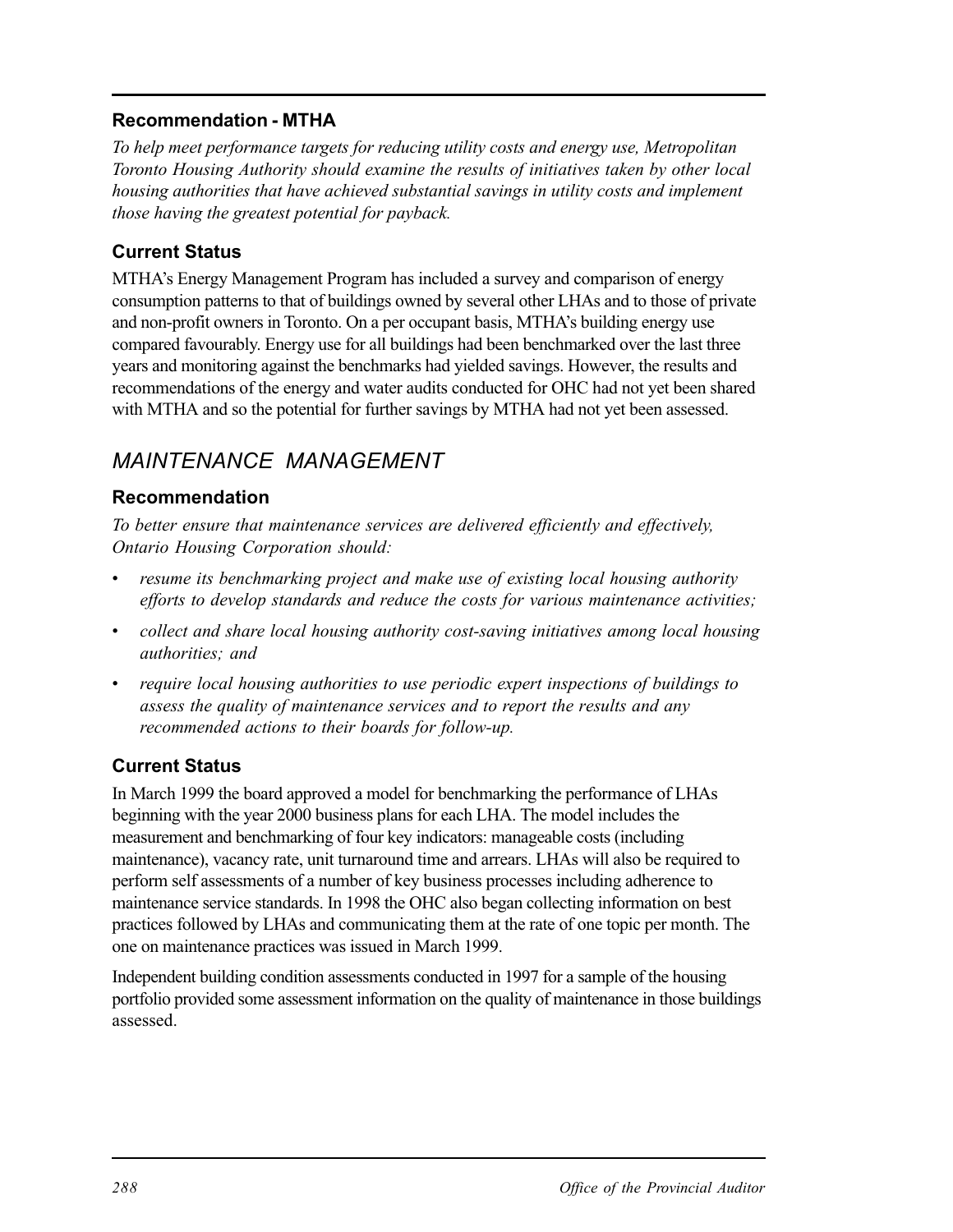### Recommendation - MTHA

*To help meet performance targets for reducing utility costs and energy use, Metropolitan Toronto Housing Authority should examine the results of initiatives taken by other local housing authorities that have achieved substantial savings in utility costs and implement those having the greatest potential for payback.*

### Current Status

MTHA's Energy Management Program has included a survey and comparison of energy consumption patterns to that of buildings owned by several other LHAs and to those of private and non-profit owners in Toronto. On a per occupant basis, MTHA's building energy use compared favourably. Energy use for all buildings had been benchmarked over the last three years and monitoring against the benchmarks had yielded savings. However, the results and recommendations of the energy and water audits conducted for OHC had not yet been shared with MTHA and so the potential for further savings by MTHA had not yet been assessed.

## *MAINTENANCE MANAGEMENT*

### Recommendation

*To better ensure that maintenance services are delivered efficiently and effectively, Ontario Housing Corporation should:*

- *resume its benchmarking project and make use of existing local housing authority efforts to develop standards and reduce the costs for various maintenance activities;*
- *collect and share local housing authority cost-saving initiatives among local housing authorities; and*
- *require local housing authorities to use periodic expert inspections of buildings to assess the quality of maintenance services and to report the results and any recommended actions to their boards for follow-up.*

### Current Status

In March 1999 the board approved a model for benchmarking the performance of LHAs beginning with the year 2000 business plans for each LHA. The model includes the measurement and benchmarking of four key indicators: manageable costs (including maintenance), vacancy rate, unit turnaround time and arrears. LHAs will also be required to perform self assessments of a number of key business processes including adherence to maintenance service standards. In 1998 the OHC also began collecting information on best practices followed by LHAs and communicating them at the rate of one topic per month. The one on maintenance practices was issued in March 1999.

Independent building condition assessments conducted in 1997 for a sample of the housing portfolio provided some assessment information on the quality of maintenance in those buildings assessed.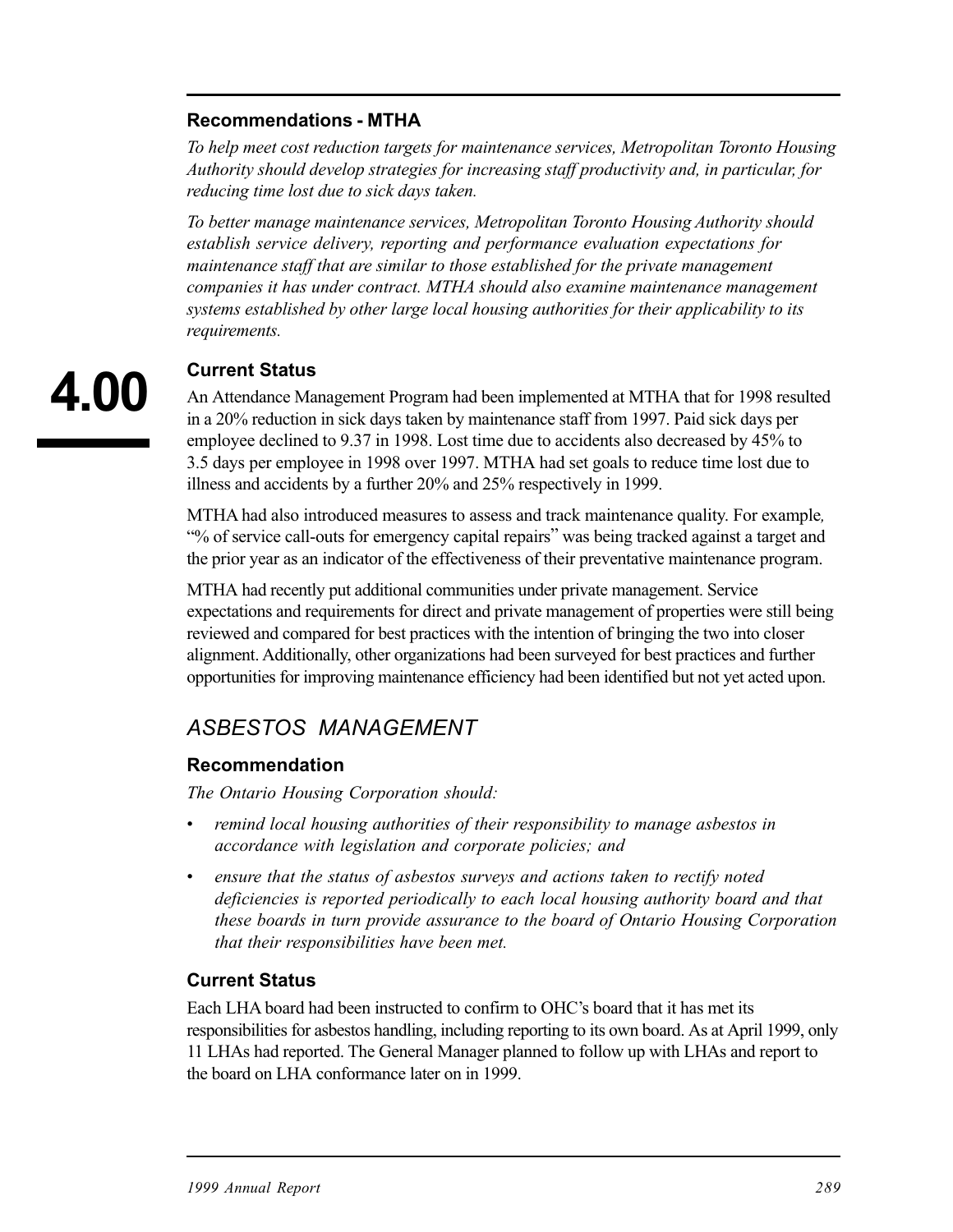### Recommendations - MTHA

*To help meet cost reduction targets for maintenance services, Metropolitan Toronto Housing Authority should develop strategies for increasing staff productivity and, in particular, for reducing time lost due to sick days taken.*

*To better manage maintenance services, Metropolitan Toronto Housing Authority should establish service delivery, reporting and performance evaluation expectations for maintenance staff that are similar to those established for the private management companies it has under contract. MTHA should also examine maintenance management systems established by other large local housing authorities for their applicability to its requirements.*

### Current Status

An Attendance Management Program had been implemented at MTHA that for 1998 resulted in a 20% reduction in sick days taken by maintenance staff from 1997. Paid sick days per employee declined to 9.37 in 1998. Lost time due to accidents also decreased by 45% to 3.5 days per employee in 1998 over 1997. MTHA had set goals to reduce time lost due to illness and accidents by a further 20% and 25% respectively in 1999.

MTHA had also introduced measures to assess and track maintenance quality. For example, "% of service call-outs for emergency capital repairs" was being tracked against a target and the prior year as an indicator of the effectiveness of their preventative maintenance program.

MTHA had recently put additional communities under private management. Service expectations and requirements for direct and private management of properties were still being reviewed and compared for best practices with the intention of bringing the two into closer alignment. Additionally, other organizations had been surveyed for best practices and further opportunities for improving maintenance efficiency had been identified but not yet acted upon.

## *ASBESTOS MANAGEMENT*

### Recommendation

*The Ontario Housing Corporation should:*

- *remind local housing authorities of their responsibility to manage asbestos in accordance with legislation and corporate policies; and*
- *ensure that the status of asbestos surveys and actions taken to rectify noted deficiencies is reported periodically to each local housing authority board and that these boards in turn provide assurance to the board of Ontario Housing Corporation that their responsibilities have been met.*

### Current Status

Each LHA board had been instructed to confirm to OHC's board that it has met its responsibilities for asbestos handling, including reporting to its own board. As at April 1999, only 11 LHAs had reported. The General Manager planned to follow up with LHAs and report to the board on LHA conformance later on in 1999.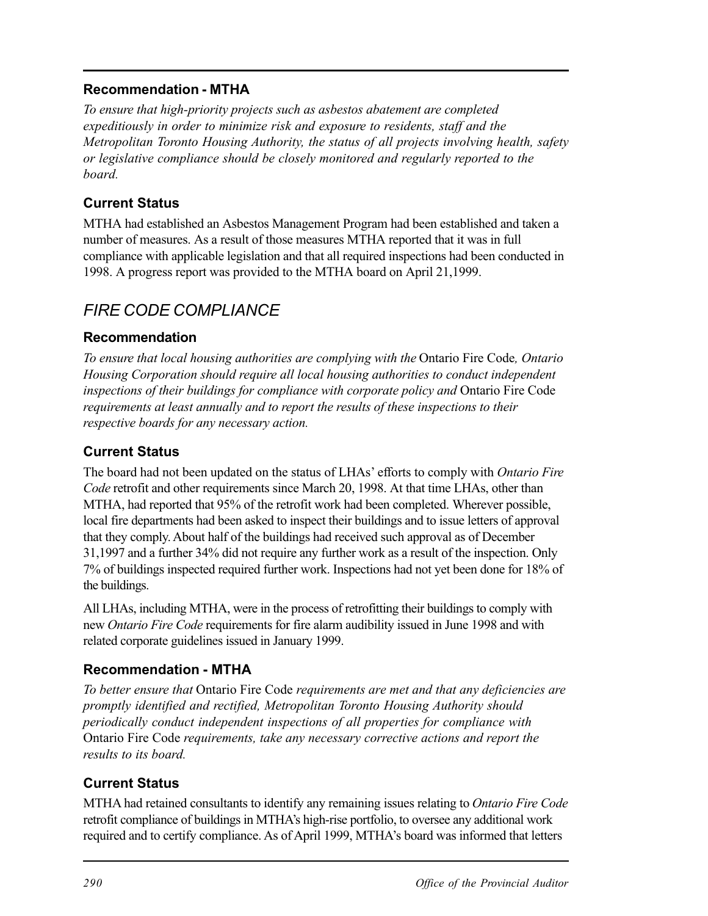### Recommendation - MTHA

*To ensure that high-priority projects such as asbestos abatement are completed expeditiously in order to minimize risk and exposure to residents, staff and the Metropolitan Toronto Housing Authority, the status of all projects involving health, safety or legislative compliance should be closely monitored and regularly reported to the board.*

### Current Status

MTHA had established an Asbestos Management Program had been established and taken a number of measures. As a result of those measures MTHA reported that it was in full compliance with applicable legislation and that all required inspections had been conducted in 1998. A progress report was provided to the MTHA board on April 21,1999.

## *FIRE CODE COMPLIANCE*

### Recommendation

*To ensure that local housing authorities are complying with the* Ontario Fire Code*, Ontario Housing Corporation should require all local housing authorities to conduct independent inspections of their buildings for compliance with corporate policy and* Ontario Fire Code *requirements at least annually and to report the results of these inspections to their respective boards for any necessary action.*

### Current Status

The board had not been updated on the status of LHAs' efforts to comply with *Ontario Fire Code* retrofit and other requirements since March 20, 1998. At that time LHAs, other than MTHA, had reported that 95% of the retrofit work had been completed. Wherever possible, local fire departments had been asked to inspect their buildings and to issue letters of approval that they comply. About half of the buildings had received such approval as of December 31,1997 and a further 34% did not require any further work as a result of the inspection. Only 7% of buildings inspected required further work. Inspections had not yet been done for 18% of the buildings.

All LHAs, including MTHA, were in the process of retrofitting their buildings to comply with new *Ontario Fire Code* requirements for fire alarm audibility issued in June 1998 and with related corporate guidelines issued in January 1999.

### Recommendation - MTHA

*To better ensure that* Ontario Fire Code *requirements are met and that any deficiencies are promptly identified and rectified, Metropolitan Toronto Housing Authority should periodically conduct independent inspections of all properties for compliance with* Ontario Fire Code *requirements, take any necessary corrective actions and report the results to its board.*

### Current Status

MTHA had retained consultants to identify any remaining issues relating to *Ontario Fire Code* retrofit compliance of buildings in MTHA's high-rise portfolio, to oversee any additional work required and to certify compliance. As of April 1999, MTHA's board was informed that letters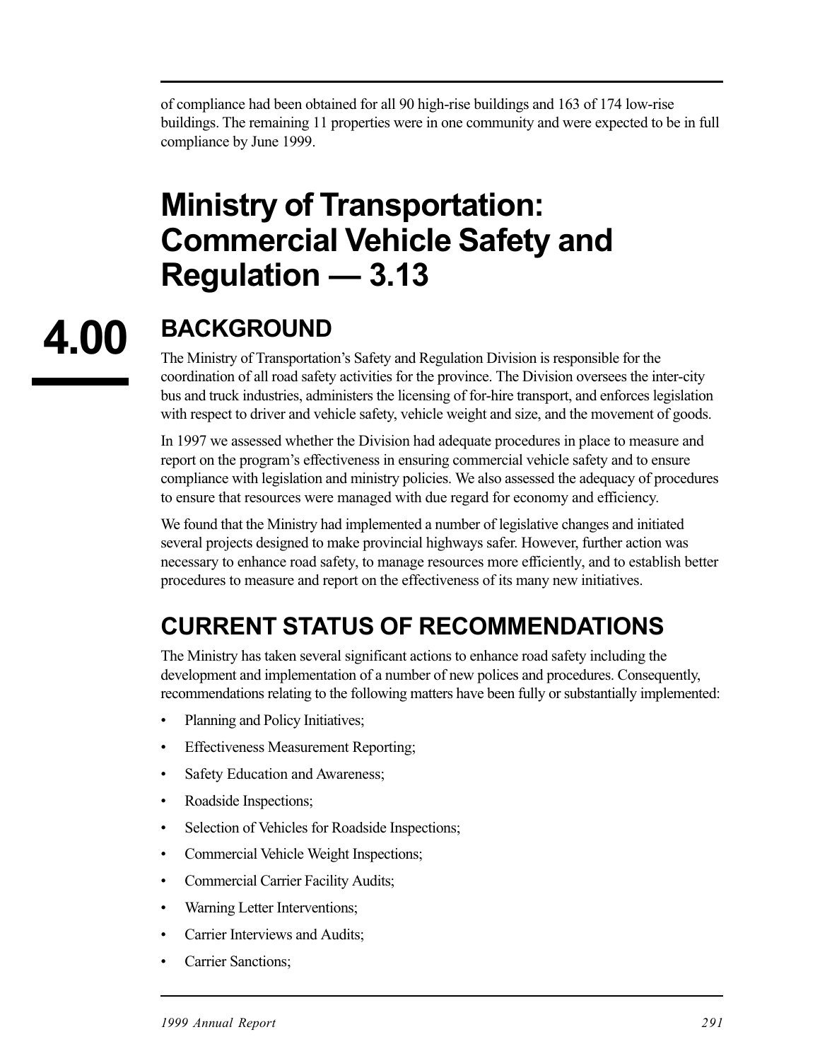of compliance had been obtained for all 90 high-rise buildings and 163 of 174 low-rise buildings. The remaining 11 properties were in one community and were expected to be in full compliance by June 1999.

# 4.00 Ministry of Transportation: Commercial Vehicle Safety and Regulation — 3.13

## BACKGROUND

The Ministry of Transportation's Safety and Regulation Division is responsible for the coordination of all road safety activities for the province. The Division oversees the inter-city bus and truck industries, administers the licensing of for-hire transport, and enforces legislation with respect to driver and vehicle safety, vehicle weight and size, and the movement of goods.

In 1997 we assessed whether the Division had adequate procedures in place to measure and report on the program's effectiveness in ensuring commercial vehicle safety and to ensure compliance with legislation and ministry policies. We also assessed the adequacy of procedures to ensure that resources were managed with due regard for economy and efficiency.

We found that the Ministry had implemented a number of legislative changes and initiated several projects designed to make provincial highways safer. However, further action was necessary to enhance road safety, to manage resources more efficiently, and to establish better procedures to measure and report on the effectiveness of its many new initiatives.

## CURRENT STATUS OF RECOMMENDATIONS

The Ministry has taken several significant actions to enhance road safety including the development and implementation of a number of new polices and procedures. Consequently, recommendations relating to the following matters have been fully or substantially implemented:

- Planning and Policy Initiatives;
- Effectiveness Measurement Reporting;
- Safety Education and Awareness;
- Roadside Inspections;
- Selection of Vehicles for Roadside Inspections;
- Commercial Vehicle Weight Inspections;
- Commercial Carrier Facility Audits;
- Warning Letter Interventions;
- Carrier Interviews and Audits;
- Carrier Sanctions;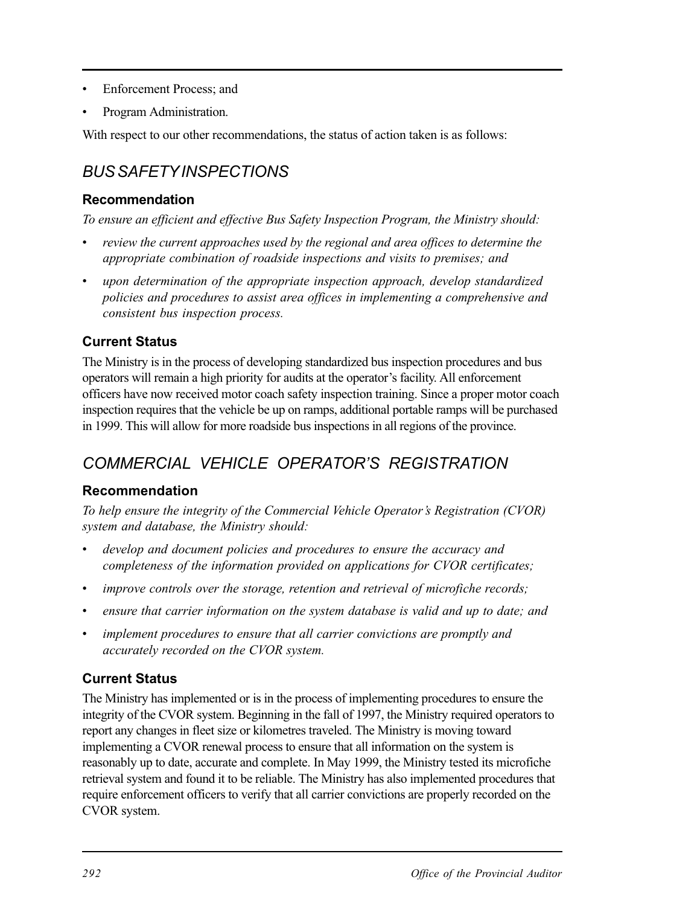- Enforcement Process; and
- Program Administration.

With respect to our other recommendations, the status of action taken is as follows:

## BUS SAFETY INSPECTIONS

### Recommendation

*To ensure an efficient and effective Bus Safety Inspection Program, the Ministry should:*

- *review the current approaches used by the regional and area offices to determine the appropriate combination of roadside inspections and visits to premises; and*
- *upon determination of the appropriate inspection approach, develop standardized policies and procedures to assist area offices in implementing a comprehensive and consistent bus inspection process.*

### Current Status

The Ministry is in the process of developing standardized bus inspection procedures and bus operators will remain a high priority for audits at the operator's facility. All enforcement officers have now received motor coach safety inspection training. Since a proper motor coach inspection requires that the vehicle be up on ramps, additional portable ramps will be purchased in 1999. This will allow for more roadside bus inspections in all regions of the province.

## COMMERCIAL VEHICLE OPERATOR'S REGISTRATION

### Recommendation

*To help ensure the integrity of the Commercial Vehicle Operator's Registration (CVOR) system and database, the Ministry should:*

- *develop and document policies and procedures to ensure the accuracy and completeness of the information provided on applications for CVOR certificates;*
- *improve controls over the storage, retention and retrieval of microfiche records;*
- *ensure that carrier information on the system database is valid and up to date; and*
- *implement procedures to ensure that all carrier convictions are promptly and accurately recorded on the CVOR system.*

### Current Status

The Ministry has implemented or is in the process of implementing procedures to ensure the integrity of the CVOR system. Beginning in the fall of 1997, the Ministry required operators to report any changes in fleet size or kilometres traveled. The Ministry is moving toward implementing a CVOR renewal process to ensure that all information on the system is reasonably up to date, accurate and complete. In May 1999, the Ministry tested its microfiche retrieval system and found it to be reliable. The Ministry has also implemented procedures that require enforcement officers to verify that all carrier convictions are properly recorded on the CVOR system.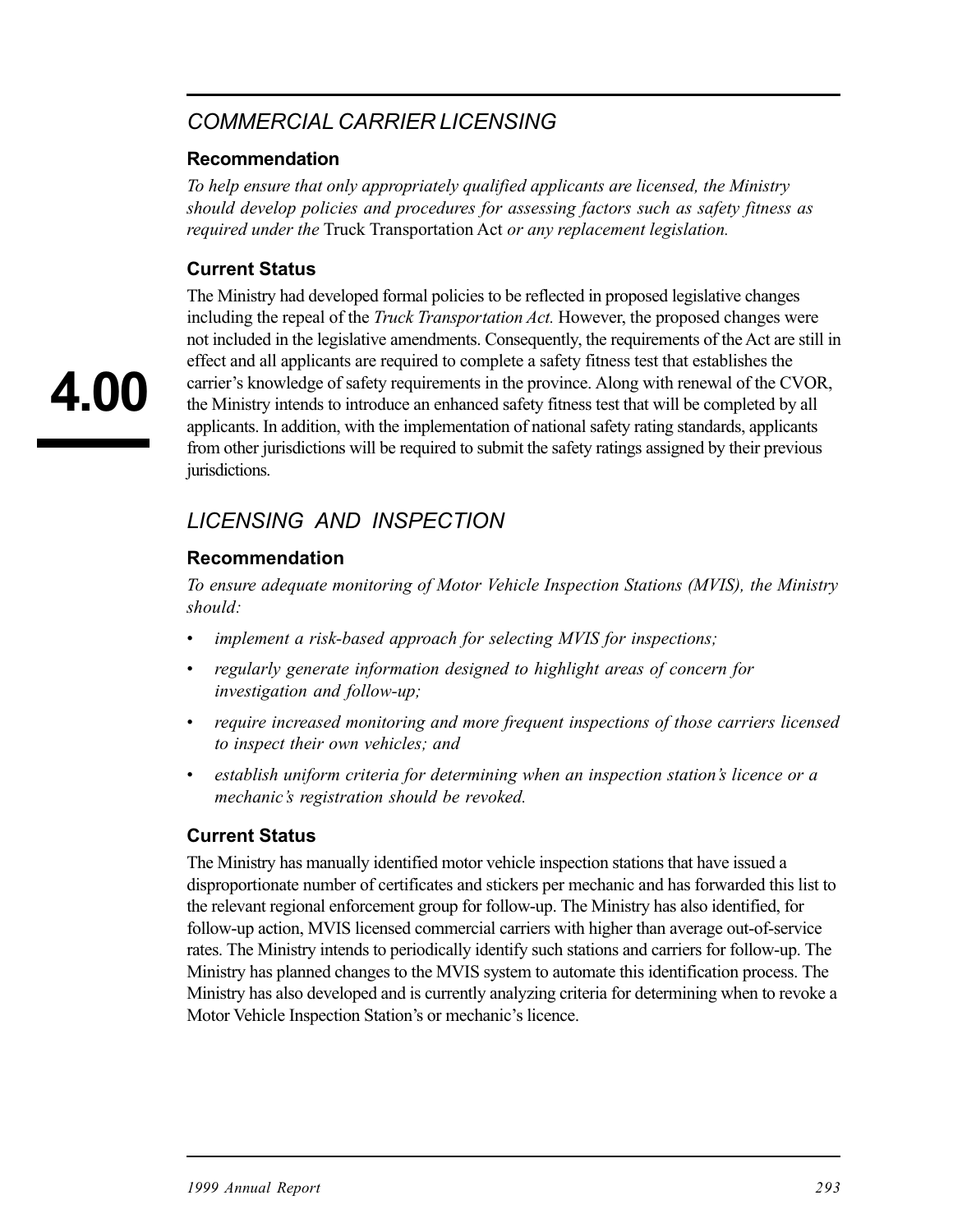## *COMMERCIAL CARRIER LICENSING*

### Recommendation

*To help ensure that only appropriately qualified applicants are licensed, the Ministry should develop policies and procedures for assessing factors such as safety fitness as required under the* Truck Transportation Act *or any replacement legislation.*

### Current Status

The Ministry had developed formal policies to be reflected in proposed legislative changes including the repeal of the *Truck Transportation Act.* However, the proposed changes were not included in the legislative amendments. Consequently, the requirements of the Act are still in effect and all applicants are required to complete a safety fitness test that establishes the carrier's knowledge of safety requirements in the province. Along with renewal of the CVOR, the Ministry intends to introduce an enhanced safety fitness test that will be completed by all applicants. In addition, with the implementation of national safety rating standards, applicants from other jurisdictions will be required to submit the safety ratings assigned by their previous jurisdictions.

## *LICENSING AND INSPECTION*

### Recommendation

*To ensure adequate monitoring of Motor Vehicle Inspection Stations (MVIS), the Ministry should:*

- *implement a risk-based approach for selecting MVIS for inspections;*
- *regularly generate information designed to highlight areas of concern for investigation and follow-up;*
- *require increased monitoring and more frequent inspections of those carriers licensed to inspect their own vehicles; and*
- *establish uniform criteria for determining when an inspection station's licence or a mechanic's registration should be revoked.*

### Current Status

The Ministry has manually identified motor vehicle inspection stations that have issued a disproportionate number of certificates and stickers per mechanic and has forwarded this list to the relevant regional enforcement group for follow-up. The Ministry has also identified, for follow-up action, MVIS licensed commercial carriers with higher than average out-of-service rates. The Ministry intends to periodically identify such stations and carriers for follow-up. The Ministry has planned changes to the MVIS system to automate this identification process. The Ministry has also developed and is currently analyzing criteria for determining when to revoke a Motor Vehicle Inspection Station's or mechanic's licence.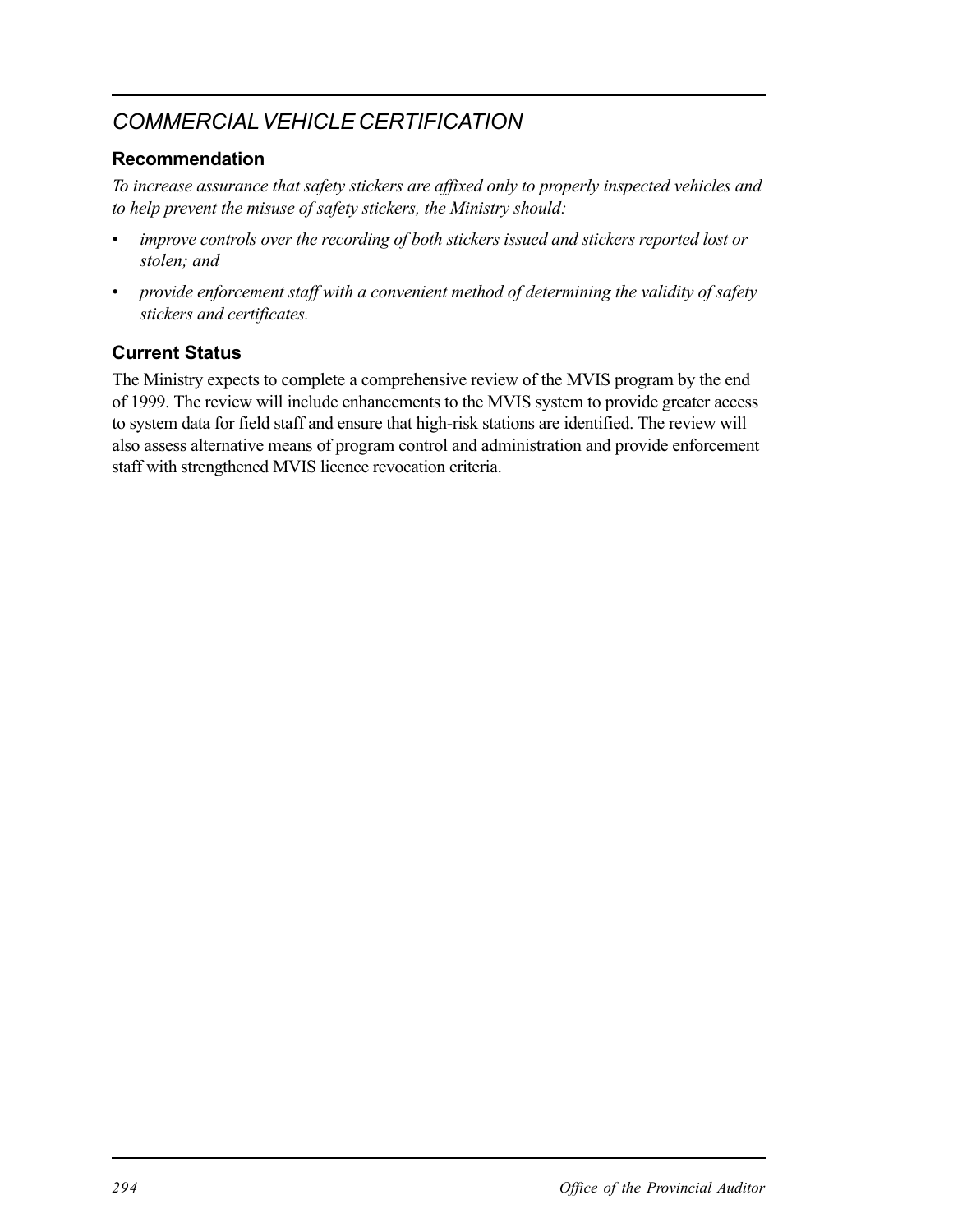## *COMMERCIAL VEHICLE CERTIFICATION*

### Recommendation

*To increase assurance that safety stickers are affixed only to properly inspected vehicles and to help prevent the misuse of safety stickers, the Ministry should:*

- *improve controls over the recording of both stickers issued and stickers reported lost or stolen; and*
- *provide enforcement staff with a convenient method of determining the validity of safety stickers and certificates.*

### Current Status

The Ministry expects to complete a comprehensive review of the MVIS program by the end of 1999. The review will include enhancements to the MVIS system to provide greater access to system data for field staff and ensure that high-risk stations are identified. The review will also assess alternative means of program control and administration and provide enforcement staff with strengthened MVIS licence revocation criteria.